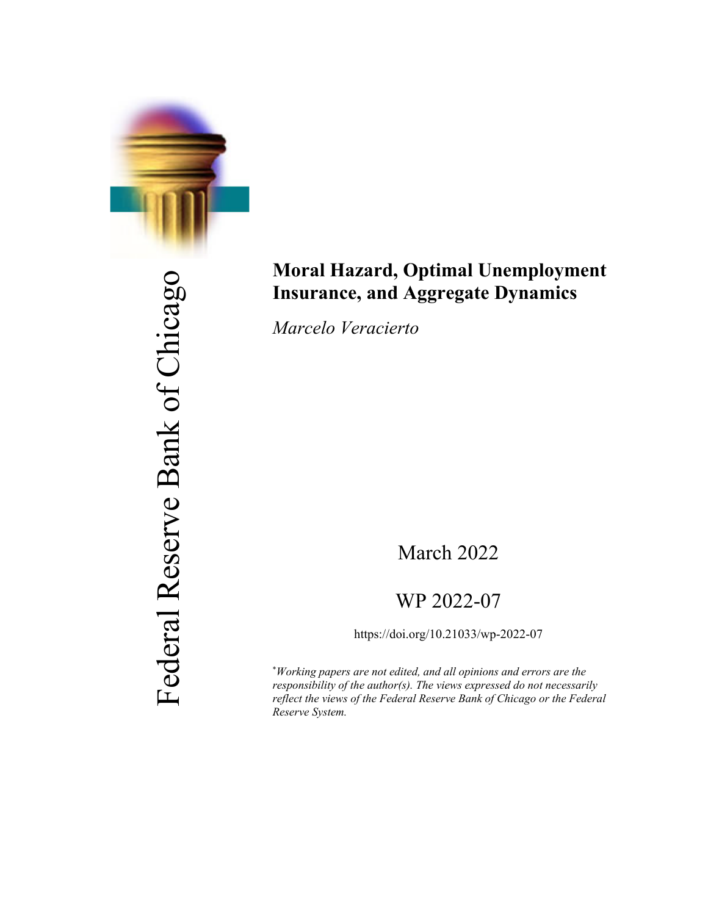Federal Reserve Bank of Chicago

# Moral Hazard, Optimal Unemployment Insurance, and Aggregate Dynamics

*Marcelo Veracierto*

March 2022

WP 2022-07

https://doi.org/10.21033/wp-2022-07

*[*]Working papers are not edited, and all opinions and errors are the responsibility of the author(s). The views expressed do not necessarily reflect the views of the Federal Reserve Bank of Chicago or the Federal Reserve System.*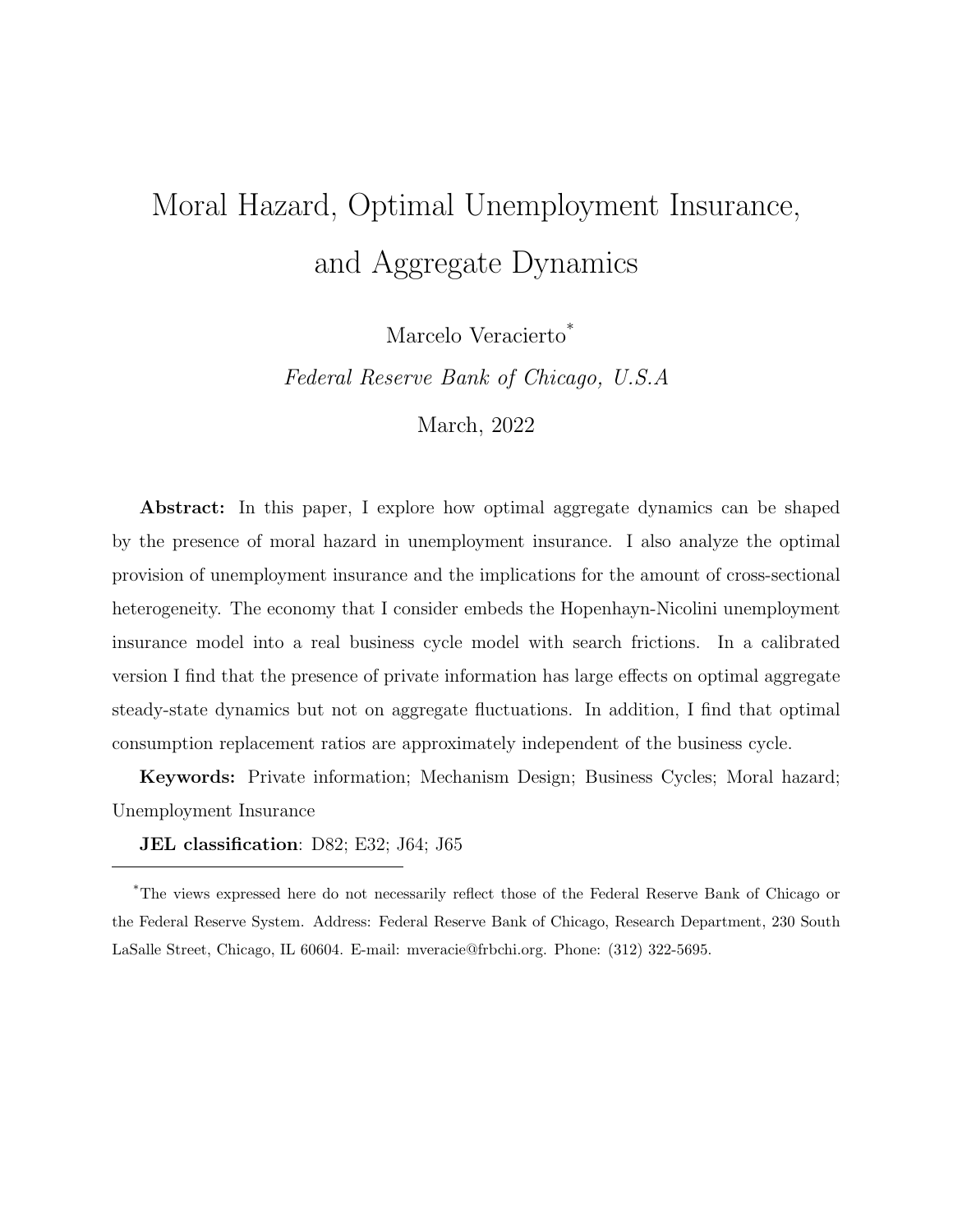# Moral Hazard, Optimal Unemployment Insurance, and Aggregate Dynamics

Marcelo Veracierto[*]

*Federal Reserve Bank of Chicago, U.S.A*

March, 2022

**Abstract:** In this paper, I explore how optimal aggregate dynamics can be shaped by the presence of moral hazard in unemployment insurance. I also analyze the optimal provision of unemployment insurance and the implications for the amount of cross-sectional heterogeneity. The economy that I consider embeds the Hopenhayn-Nicolini unemployment insurance model into a real business cycle model with search frictions. In a calibrated version I find that the presence of private information has large effects on optimal aggregate steady-state dynamics but not on aggregate fluctuations. In addition, I find that optimal consumption replacement ratios are approximately independent of the business cycle.

**Keywords:** Private information; Mechanism Design; Business Cycles; Moral hazard; Unemployment Insurance

**JEL classification**: D82; E32; J64; J65

---

[*]The views expressed here do not necessarily reflect those of the Federal Reserve Bank of Chicago or the Federal Reserve System. Address: Federal Reserve Bank of Chicago, Research Department, 230 South LaSalle Street, Chicago, IL 60604. E-mail: mveracie@frbchi.org. Phone: (312) 322-5695.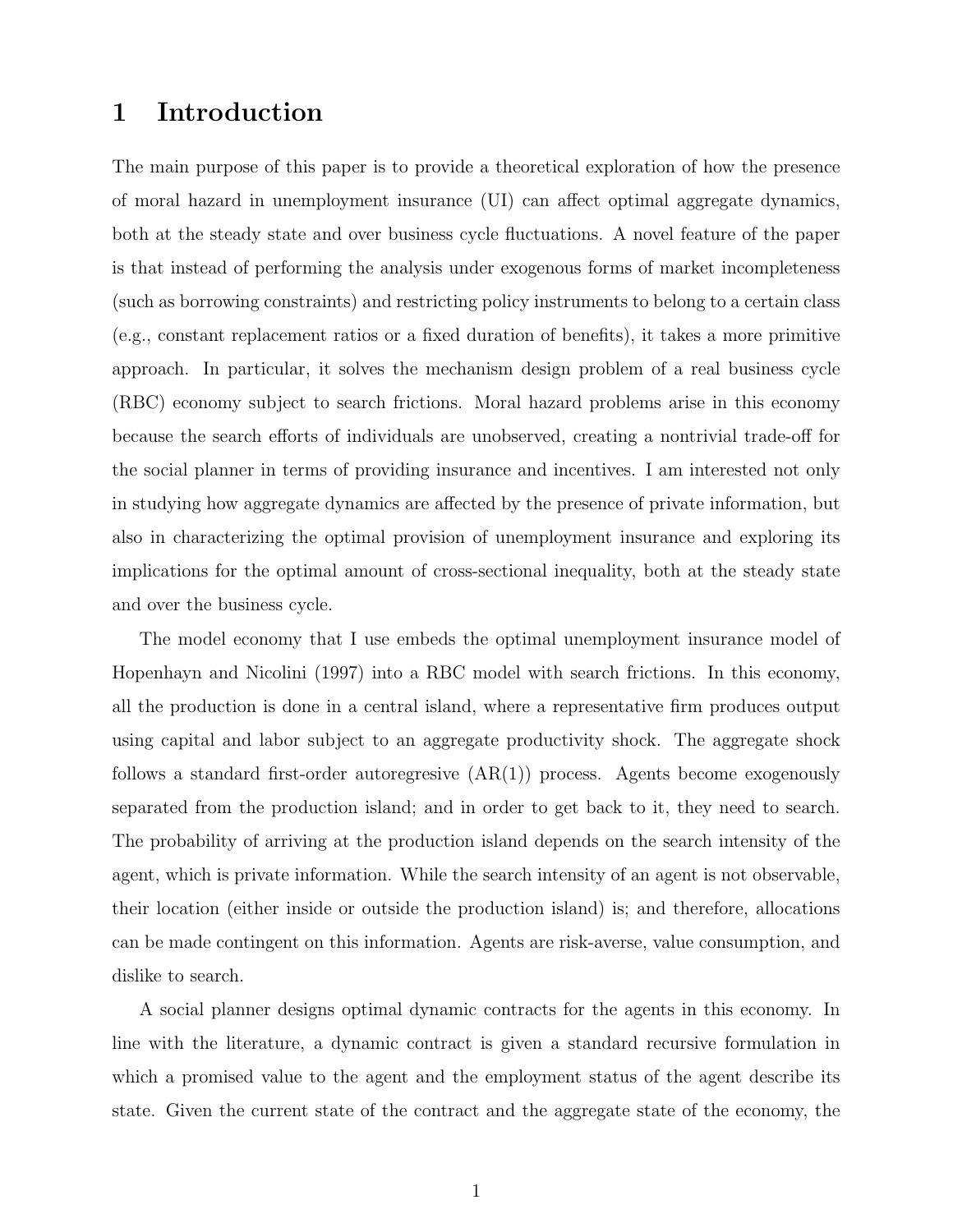# 1 Introduction

The main purpose of this paper is to provide a theoretical exploration of how the presence of moral hazard in unemployment insurance (UI) can affect optimal aggregate dynamics, both at the steady state and over business cycle fluctuations. A novel feature of the paper is that instead of performing the analysis under exogenous forms of market incompleteness (such as borrowing constraints) and restricting policy instruments to belong to a certain class (e.g., constant replacement ratios or a fixed duration of benefits), it takes a more primitive approach. In particular, it solves the mechanism design problem of a real business cycle (RBC) economy subject to search frictions. Moral hazard problems arise in this economy because the search efforts of individuals are unobserved, creating a nontrivial trade-off for the social planner in terms of providing insurance and incentives. I am interested not only in studying how aggregate dynamics are affected by the presence of private information, but also in characterizing the optimal provision of unemployment insurance and exploring its implications for the optimal amount of cross-sectional inequality, both at the steady state and over the business cycle.

The model economy that I use embeds the optimal unemployment insurance model of Hopenhayn and Nicolini (1997) into a RBC model with search frictions. In this economy, all the production is done in a central island, where a representative firm produces output using capital and labor subject to an aggregate productivity shock. The aggregate shock follows a standard first-order autoregresive (AR(1)) process. Agents become exogenously separated from the production island; and in order to get back to it, they need to search. The probability of arriving at the production island depends on the search intensity of the agent, which is private information. While the search intensity of an agent is not observable, their location (either inside or outside the production island) is; and therefore, allocations can be made contingent on this information. Agents are risk-averse, value consumption, and dislike to search.

A social planner designs optimal dynamic contracts for the agents in this economy. In line with the literature, a dynamic contract is given a standard recursive formulation in which a promised value to the agent and the employment status of the agent describe its state. Given the current state of the contract and the aggregate state of the economy, the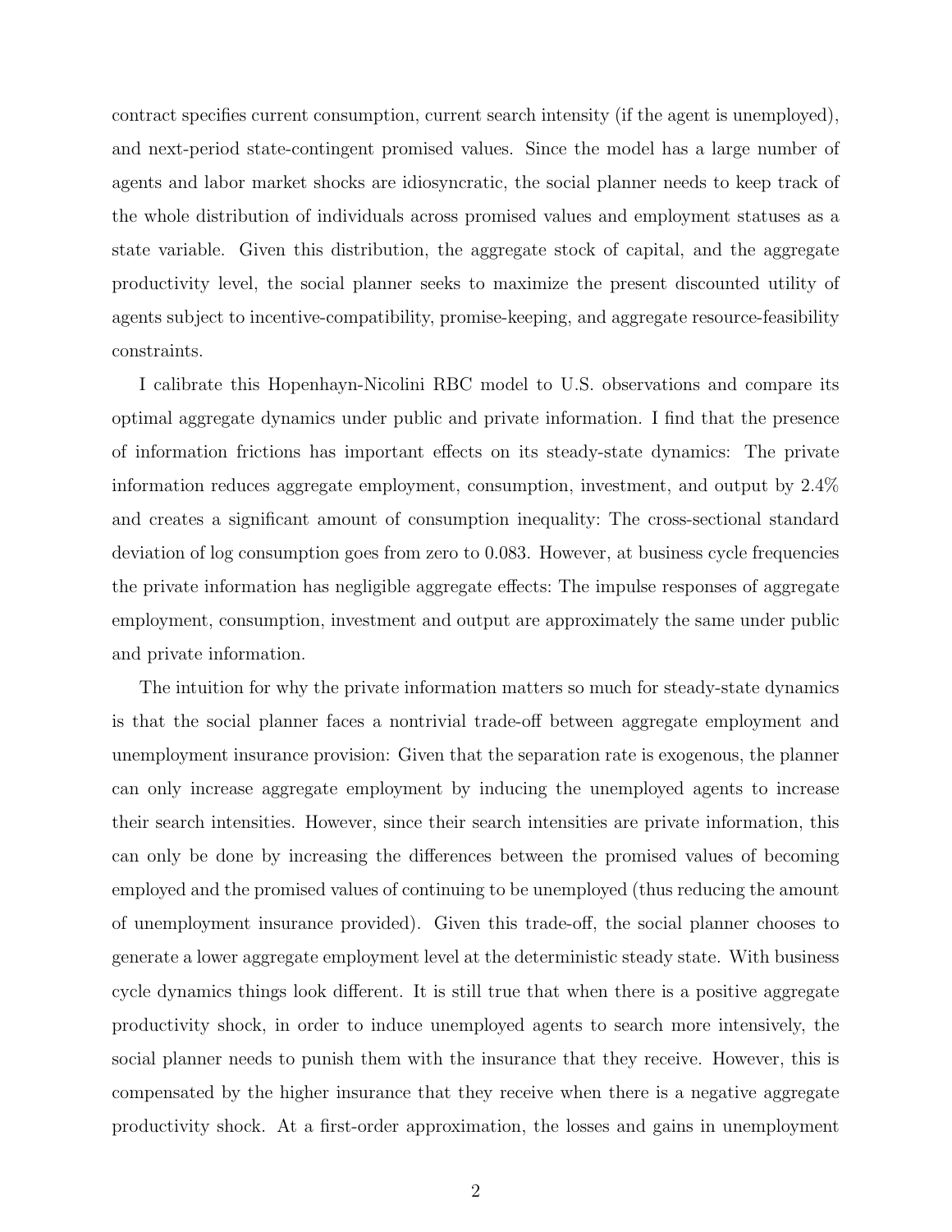contract specifies current consumption, current search intensity (if the agent is unemployed), and next-period state-contingent promised values. Since the model has a large number of agents and labor market shocks are idiosyncratic, the social planner needs to keep track of the whole distribution of individuals across promised values and employment statuses as a state variable. Given this distribution, the aggregate stock of capital, and the aggregate productivity level, the social planner seeks to maximize the present discounted utility of agents subject to incentive-compatibility, promise-keeping, and aggregate resource-feasibility constraints.

I calibrate this Hopenhayn-Nicolini RBC model to U.S. observations and compare its optimal aggregate dynamics under public and private information. I find that the presence of information frictions has important effects on its steady-state dynamics: The private information reduces aggregate employment, consumption, investment, and output by 2.4% and creates a significant amount of consumption inequality: The cross-sectional standard deviation of log consumption goes from zero to 0.083. However, at business cycle frequencies the private information has negligible aggregate effects: The impulse responses of aggregate employment, consumption, investment and output are approximately the same under public and private information.

The intuition for why the private information matters so much for steady-state dynamics is that the social planner faces a nontrivial trade-off between aggregate employment and unemployment insurance provision: Given that the separation rate is exogenous, the planner can only increase aggregate employment by inducing the unemployed agents to increase their search intensities. However, since their search intensities are private information, this can only be done by increasing the differences between the promised values of becoming employed and the promised values of continuing to be unemployed (thus reducing the amount of unemployment insurance provided). Given this trade-off, the social planner chooses to generate a lower aggregate employment level at the deterministic steady state. With business cycle dynamics things look different. It is still true that when there is a positive aggregate productivity shock, in order to induce unemployed agents to search more intensively, the social planner needs to punish them with the insurance that they receive. However, this is compensated by the higher insurance that they receive when there is a negative aggregate productivity shock. At a first-order approximation, the losses and gains in unemployment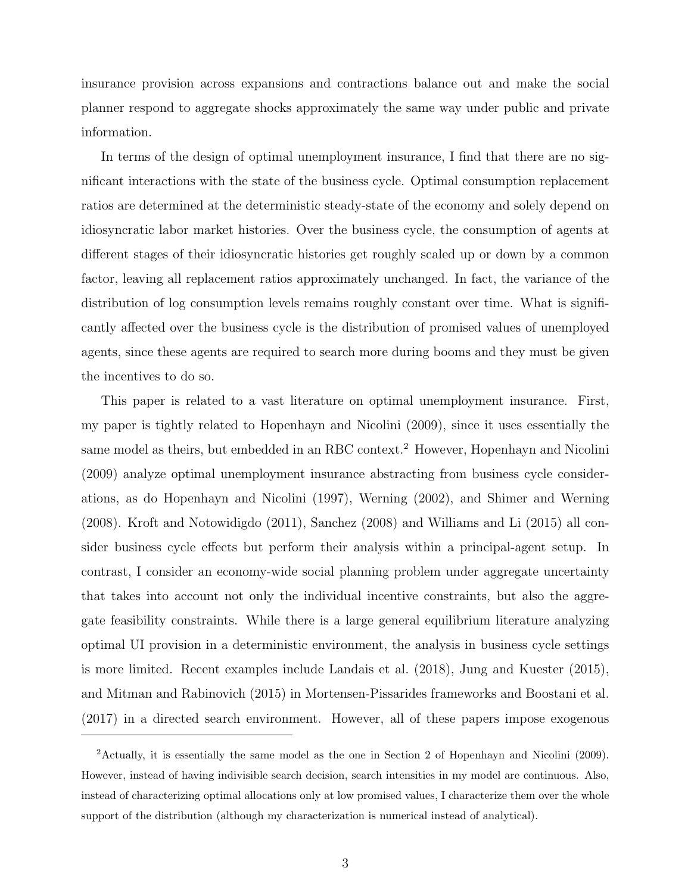insurance provision across expansions and contractions balance out and make the social planner respond to aggregate shocks approximately the same way under public and private information.

In terms of the design of optimal unemployment insurance, I find that there are no significant interactions with the state of the business cycle. Optimal consumption replacement ratios are determined at the deterministic steady-state of the economy and solely depend on idiosyncratic labor market histories. Over the business cycle, the consumption of agents at different stages of their idiosyncratic histories get roughly scaled up or down by a common factor, leaving all replacement ratios approximately unchanged. In fact, the variance of the distribution of log consumption levels remains roughly constant over time. What is significantly affected over the business cycle is the distribution of promised values of unemployed agents, since these agents are required to search more during booms and they must be given the incentives to do so.

This paper is related to a vast literature on optimal unemployment insurance. First, my paper is tightly related to Hopenhayn and Nicolini (2009), since it uses essentially the same model as theirs, but embedded in an RBC context.[2] However, Hopenhayn and Nicolini (2009) analyze optimal unemployment insurance abstracting from business cycle considerations, as do Hopenhayn and Nicolini (1997), Werning (2002), and Shimer and Werning (2008). Kroft and Notowidigdo (2011), Sanchez (2008) and Williams and Li (2015) all consider business cycle effects but perform their analysis within a principal-agent setup. In contrast, I consider an economy-wide social planning problem under aggregate uncertainty that takes into account not only the individual incentive constraints, but also the aggregate feasibility constraints. While there is a large general equilibrium literature analyzing optimal UI provision in a deterministic environment, the analysis in business cycle settings is more limited. Recent examples include Landais et al. (2018), Jung and Kuester (2015), and Mitman and Rabinovich (2015) in Mortensen-Pissarides frameworks and Boostani et al. (2017) in a directed search environment. However, all of these papers impose exogenous

[2] Actually, it is essentially the same model as the one in Section 2 of Hopenhayn and Nicolini (2009). However, instead of having indivisible search decision, search intensities in my model are continuous. Also, instead of characterizing optimal allocations only at low promised values, I characterize them over the whole support of the distribution (although my characterization is numerical instead of analytical).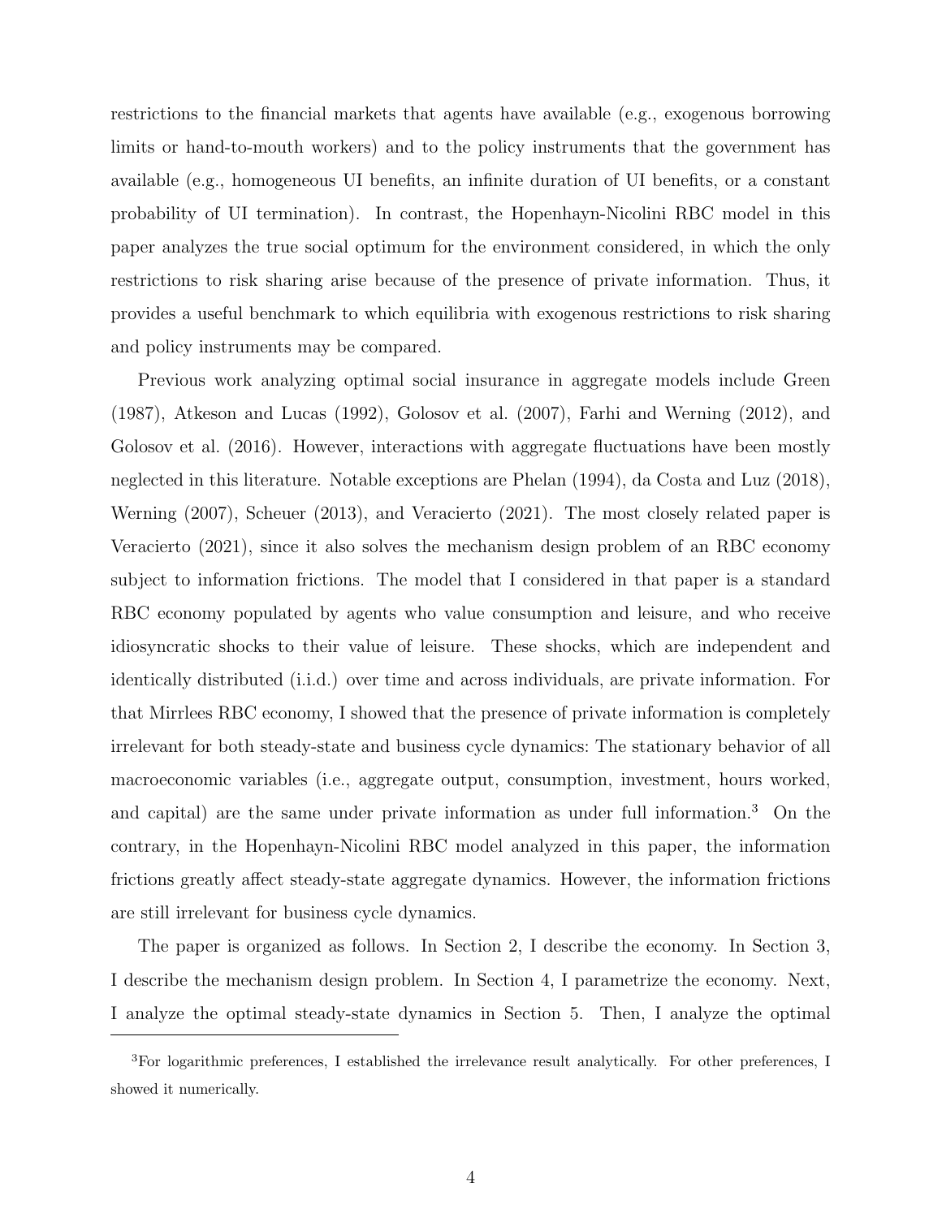restrictions to the financial markets that agents have available (e.g., exogenous borrowing limits or hand-to-mouth workers) and to the policy instruments that the government has available (e.g., homogeneous UI benefits, an infinite duration of UI benefits, or a constant probability of UI termination). In contrast, the Hopenhayn-Nicolini RBC model in this paper analyzes the true social optimum for the environment considered, in which the only restrictions to risk sharing arise because of the presence of private information. Thus, it provides a useful benchmark to which equilibria with exogenous restrictions to risk sharing and policy instruments may be compared.

Previous work analyzing optimal social insurance in aggregate models include Green (1987), Atkeson and Lucas (1992), Golosov et al. (2007), Farhi and Werning (2012), and Golosov et al. (2016). However, interactions with aggregate fluctuations have been mostly neglected in this literature. Notable exceptions are Phelan (1994), da Costa and Luz (2018), Werning (2007), Scheuer (2013), and Veracierto (2021). The most closely related paper is Veracierto (2021), since it also solves the mechanism design problem of an RBC economy subject to information frictions. The model that I considered in that paper is a standard RBC economy populated by agents who value consumption and leisure, and who receive idiosyncratic shocks to their value of leisure. These shocks, which are independent and identically distributed (i.i.d.) over time and across individuals, are private information. For that Mirrlees RBC economy, I showed that the presence of private information is completely irrelevant for both steady-state and business cycle dynamics: The stationary behavior of all macroeconomic variables (i.e., aggregate output, consumption, investment, hours worked, and capital) are the same under private information as under full information.[3] On the contrary, in the Hopenhayn-Nicolini RBC model analyzed in this paper, the information frictions greatly affect steady-state aggregate dynamics. However, the information frictions are still irrelevant for business cycle dynamics.

The paper is organized as follows. In Section 2, I describe the economy. In Section 3, I describe the mechanism design problem. In Section 4, I parametrize the economy. Next, I analyze the optimal steady-state dynamics in Section 5. Then, I analyze the optimal

[3]For logarithmic preferences, I established the irrelevance result analytically. For other preferences, I showed it numerically.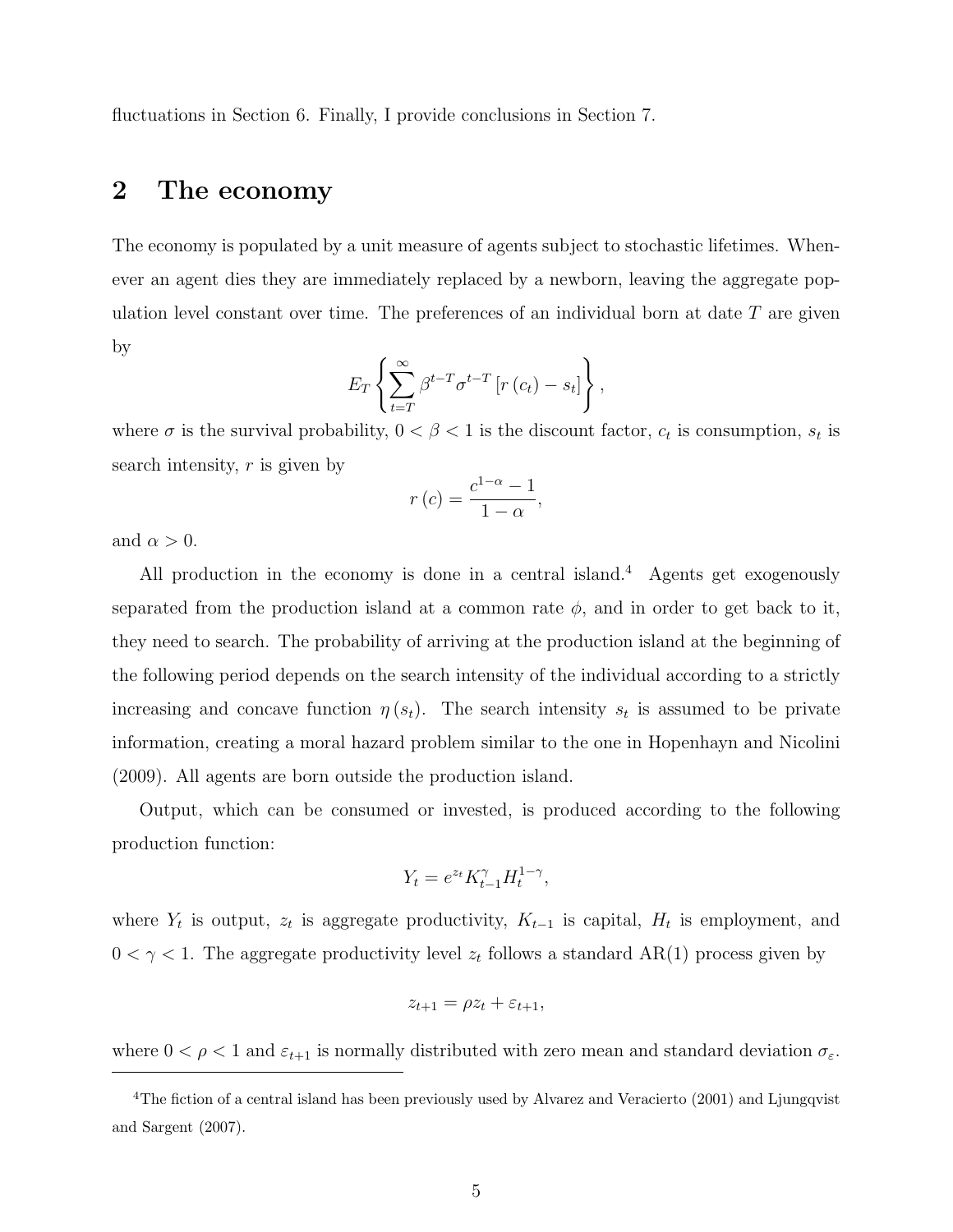fluctuations in Section 6. Finally, I provide conclusions in Section 7.

## 2 The economy

The economy is populated by a unit measure of agents subject to stochastic lifetimes. Whenever an agent dies they are immediately replaced by a newborn, leaving the aggregate population level constant over time. The preferences of an individual born at date $T$ are given by

$$E_T \left\{ \sum_{t=T}^{\infty} \beta^{t-T} \sigma^{t-T} \left[ r(c_t) - s_t \right] \right\},$$

where $\sigma$ is the survival probability, $0 < \beta < 1$ is the discount factor, $c_t$ is consumption, $s_t$ is search intensity, $r$ is given by

$$r(c) = \frac{c^{1-\alpha} - 1}{1 - \alpha},$$

and $\alpha > 0$.

All production in the economy is done in a central island.[4] Agents get exogenously separated from the production island at a common rate $\phi$, and in order to get back to it, they need to search. The probability of arriving at the production island at the beginning of the following period depends on the search intensity of the individual according to a strictly increasing and concave function $\eta(s_t)$. The search intensity $s_t$ is assumed to be private information, creating a moral hazard problem similar to the one in Hopenhayn and Nicolini (2009). All agents are born outside the production island.

Output, which can be consumed or invested, is produced according to the following production function:

$$Y_t = e^{z_t} K_{t-1}^{\gamma} H_t^{1-\gamma},$$

where $Y_t$ is output, $z_t$ is aggregate productivity, $K_{t-1}$ is capital, $H_t$ is employment, and $0 < \gamma < 1$. The aggregate productivity level $z_t$ follows a standard AR(1) process given by

$$z_{t+1} = \rho z_t + \varepsilon_{t+1},$$

where $0 < \rho < 1$ and $\varepsilon_{t+1}$ is normally distributed with zero mean and standard deviation $\sigma_\varepsilon$.

[4] The fiction of a central island has been previously used by Alvarez and Veracierto (2001) and Ljungqvist and Sargent (2007).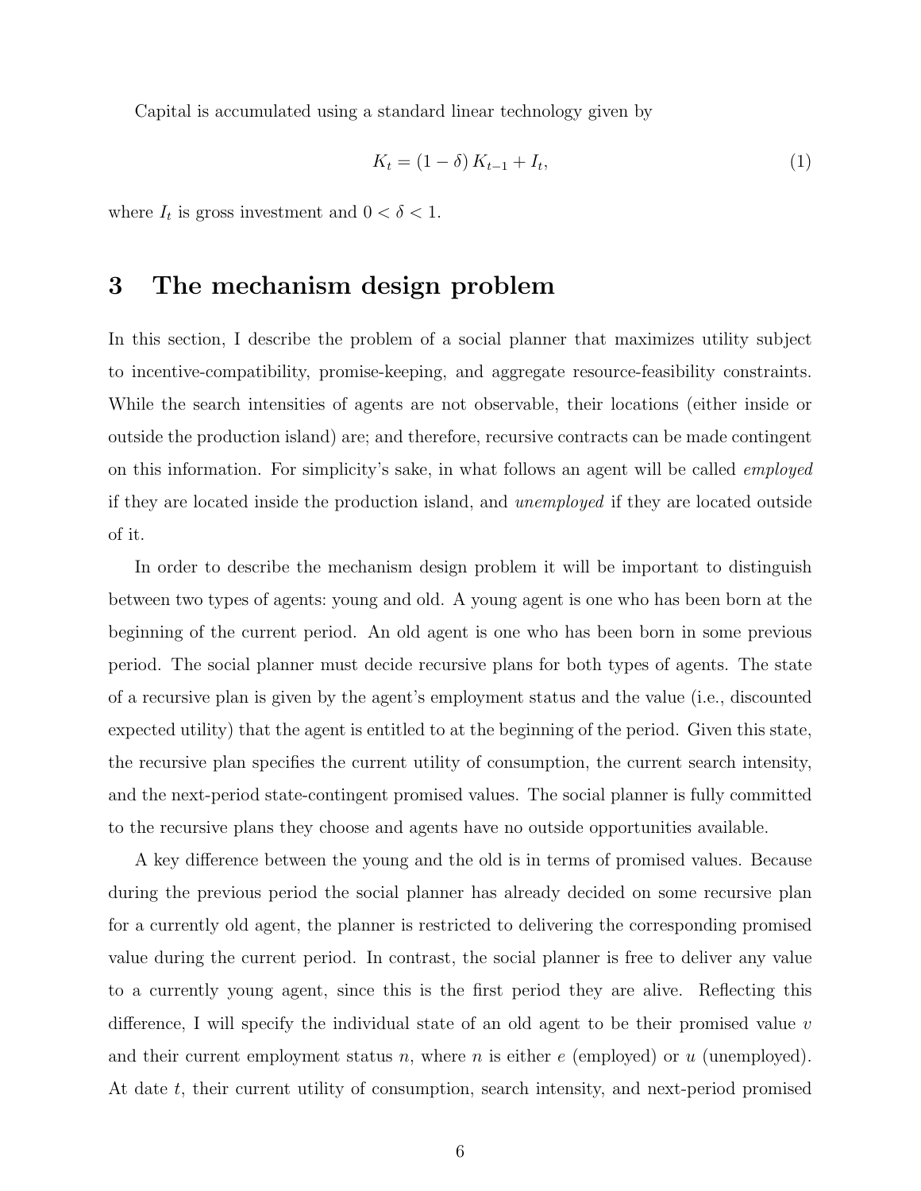Capital is accumulated using a standard linear technology given by

$$K_t = (1 - \delta) K_{t-1} + I_t, \tag{1}$$

where $I_t$ is gross investment and $0 < \delta < 1$.

# 3 The mechanism design problem

In this section, I describe the problem of a social planner that maximizes utility subject to incentive-compatibility, promise-keeping, and aggregate resource-feasibility constraints. While the search intensities of agents are not observable, their locations (either inside or outside the production island) are; and therefore, recursive contracts can be made contingent on this information. For simplicity's sake, in what follows an agent will be called *employed* if they are located inside the production island, and *unemployed* if they are located outside of it.

In order to describe the mechanism design problem it will be important to distinguish between two types of agents: young and old. A young agent is one who has been born at the beginning of the current period. An old agent is one who has been born in some previous period. The social planner must decide recursive plans for both types of agents. The state of a recursive plan is given by the agent's employment status and the value (i.e., discounted expected utility) that the agent is entitled to at the beginning of the period. Given this state, the recursive plan specifies the current utility of consumption, the current search intensity, and the next-period state-contingent promised values. The social planner is fully committed to the recursive plans they choose and agents have no outside opportunities available.

A key difference between the young and the old is in terms of promised values. Because during the previous period the social planner has already decided on some recursive plan for a currently old agent, the planner is restricted to delivering the corresponding promised value during the current period. In contrast, the social planner is free to deliver any value to a currently young agent, since this is the first period they are alive. Reflecting this difference, I will specify the individual state of an old agent to be their promised value $v$ and their current employment status $n$, where $n$ is either $e$ (employed) or $u$ (unemployed). At date $t$, their current utility of consumption, search intensity, and next-period promised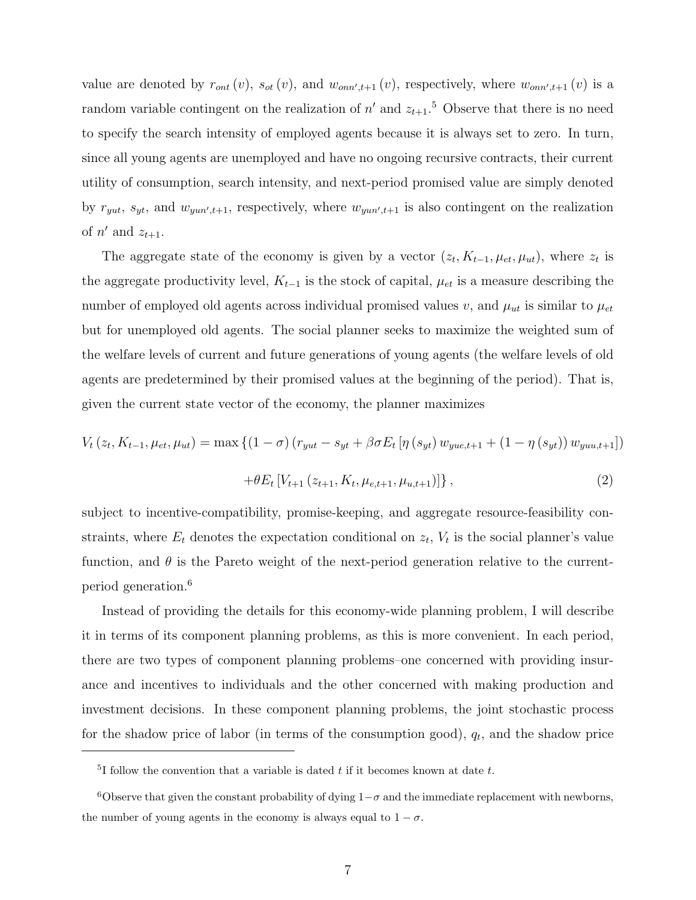value are denoted by $r_{ont}(v)$, $s_{ot}(v)$, and $w_{onn',t+1}(v)$, respectively, where $w_{onn',t+1}(v)$ is a random variable contingent on the realization of $n'$ and $z_{t+1}$.[5] Observe that there is no need to specify the search intensity of employed agents because it is always set to zero. In turn, since all young agents are unemployed and have no ongoing recursive contracts, their current utility of consumption, search intensity, and next-period promised value are simply denoted by $r_{yut}$, $s_{yt}$, and $w_{yun',t+1}$, respectively, where $w_{yun',t+1}$ is also contingent on the realization of $n'$ and $z_{t+1}$.

The aggregate state of the economy is given by a vector $(z_t, K_{t-1}, \mu_{et}, \mu_{ut})$, where $z_t$ is the aggregate productivity level, $K_{t-1}$ is the stock of capital, $\mu_{et}$ is a measure describing the number of employed old agents across individual promised values $v$, and $\mu_{ut}$ is similar to $\mu_{et}$ but for unemployed old agents. The social planner seeks to maximize the weighted sum of the welfare levels of current and future generations of young agents (the welfare levels of old agents are predetermined by their promised values at the beginning of the period). That is, given the current state vector of the economy, the planner maximizes

$$
\begin{aligned}
V_t(z_t, K_{t-1}, \mu_{et}, \mu_{ut}) = \max \{ &(1-\sigma)\left(r_{yut} - s_{yt} + \beta\sigma E_t\left[\eta(s_{yt}) w_{yue,t+1} + (1-\eta(s_{yt})) w_{yuu,t+1}\right]\right) \\
&+ \theta E_t\left[V_{t+1}(z_{t+1}, K_t, \mu_{e,t+1}, \mu_{u,t+1})\right] \}, \qquad (2)
\end{aligned}
$$

subject to incentive-compatibility, promise-keeping, and aggregate resource-feasibility constraints, where $E_t$ denotes the expectation conditional on $z_t$, $V_t$ is the social planner's value function, and $\theta$ is the Pareto weight of the next-period generation relative to the current-period generation.[6]

Instead of providing the details for this economy-wide planning problem, I will describe it in terms of its component planning problems, as this is more convenient. In each period, there are two types of component planning problems–one concerned with providing insurance and incentives to individuals and the other concerned with making production and investment decisions. In these component planning problems, the joint stochastic process for the shadow price of labor (in terms of the consumption good), $q_t$, and the shadow price

---

[5] I follow the convention that a variable is dated $t$ if it becomes known at date $t$.

[6] Observe that given the constant probability of dying $1-\sigma$ and the immediate replacement with newborns, the number of young agents in the economy is always equal to $1-\sigma$.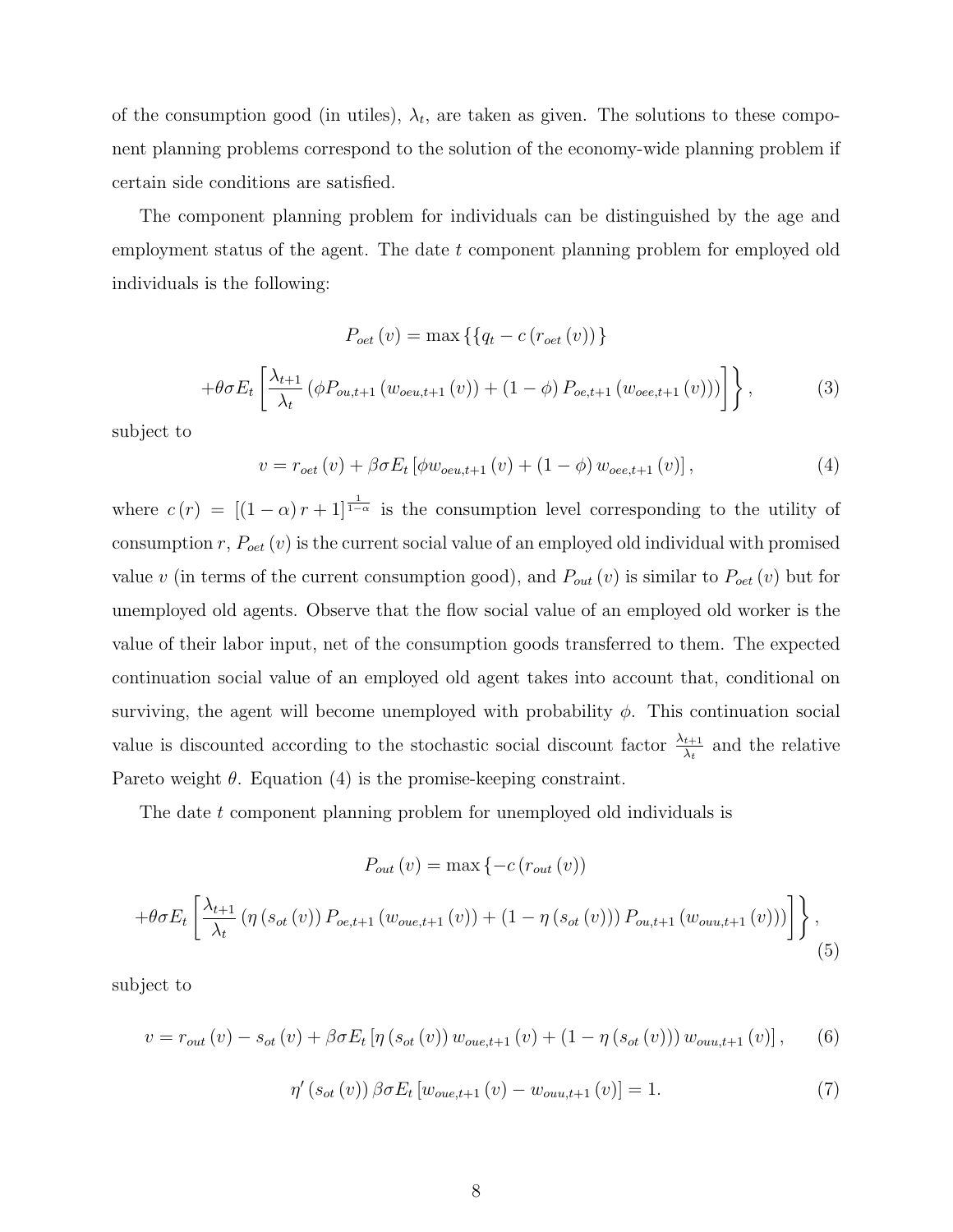of the consumption good (in utiles), $\lambda_t$, are taken as given. The solutions to these component planning problems correspond to the solution of the economy-wide planning problem if certain side conditions are satisfied.

The component planning problem for individuals can be distinguished by the age and employment status of the agent. The date $t$ component planning problem for employed old individuals is the following:

$$P_{oet}(v) = \max \{\{q_t - c(r_{oet}(v))\}$$

$$+\theta\sigma E_t \left[\frac{\lambda_{t+1}}{\lambda_t}\left(\phi P_{ou,t+1}(w_{oeu,t+1}(v)) + (1-\phi) P_{oe,t+1}(w_{oee,t+1}(v))\right)\right]\right\}, \tag{3}$$

subject to

$$v = r_{oet}(v) + \beta\sigma E_t \left[\phi w_{oeu,t+1}(v) + (1-\phi) w_{oee,t+1}(v)\right], \tag{4}$$

where $c(r) = [(1-\alpha) r + 1]^{\frac{1}{1-\alpha}}$ is the consumption level corresponding to the utility of consumption $r$, $P_{oet}(v)$ is the current social value of an employed old individual with promised value $v$ (in terms of the current consumption good), and $P_{out}(v)$ is similar to $P_{oet}(v)$ but for unemployed old agents. Observe that the flow social value of an employed old worker is the value of their labor input, net of the consumption goods transferred to them. The expected continuation social value of an employed old agent takes into account that, conditional on surviving, the agent will become unemployed with probability $\phi$. This continuation social value is discounted according to the stochastic social discount factor $\frac{\lambda_{t+1}}{\lambda_t}$ and the relative Pareto weight $\theta$. Equation (4) is the promise-keeping constraint.

The date $t$ component planning problem for unemployed old individuals is

$$P_{out}(v) = \max \{-c(r_{out}(v))$$

$$+\theta\sigma E_t \left[\frac{\lambda_{t+1}}{\lambda_t}\left(\eta(s_{ot}(v)) P_{oe,t+1}(w_{oue,t+1}(v)) + (1-\eta(s_{ot}(v))) P_{ou,t+1}(w_{ouu,t+1}(v))\right)\right]\right\}, \tag{5}$$

subject to

$$v = r_{out}(v) - s_{ot}(v) + \beta\sigma E_t \left[\eta(s_{ot}(v)) w_{oue,t+1}(v) + (1-\eta(s_{ot}(v))) w_{ouu,t+1}(v)\right], \tag{6}$$

$$\eta'(s_{ot}(v)) \beta\sigma E_t \left[w_{oue,t+1}(v) - w_{ouu,t+1}(v)\right] = 1. \tag{7}$$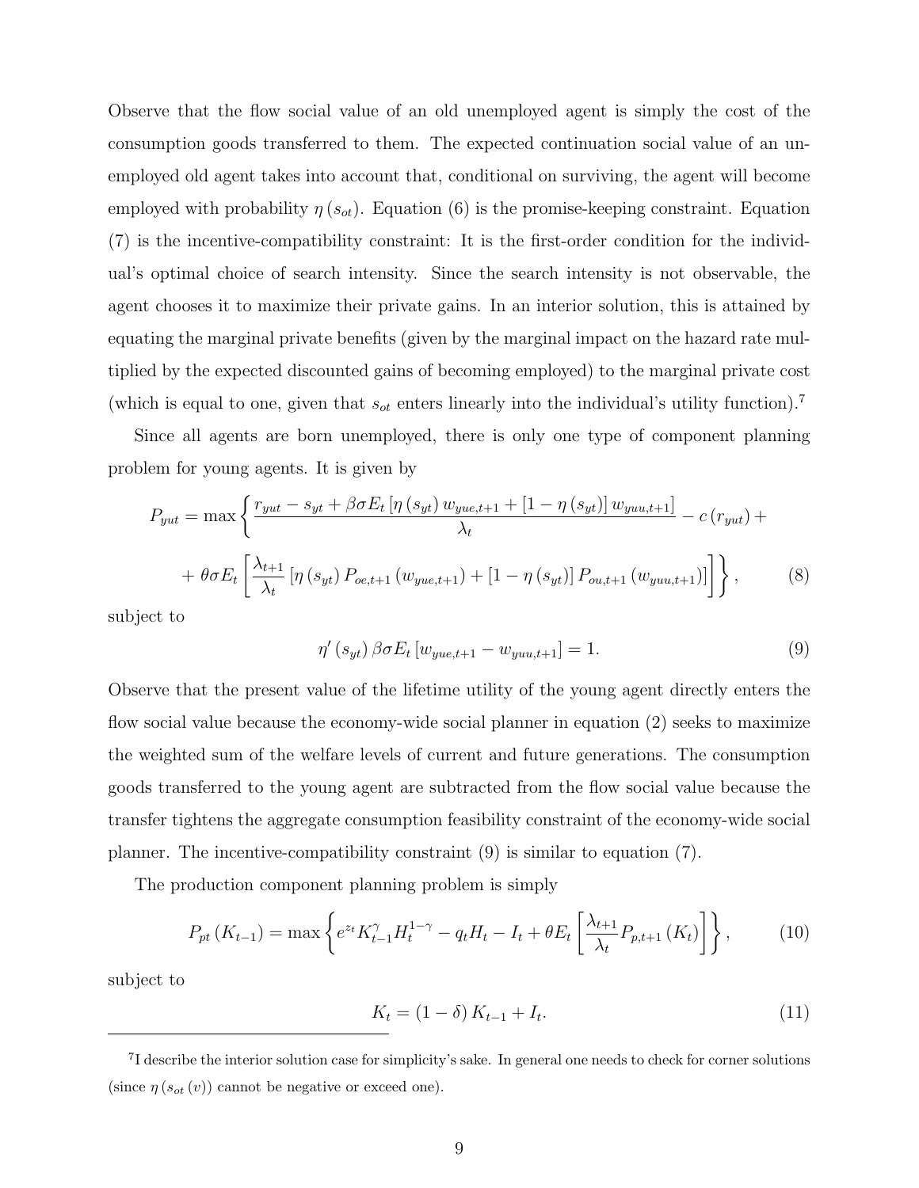Observe that the flow social value of an old unemployed agent is simply the cost of the consumption goods transferred to them. The expected continuation social value of an unemployed old agent takes into account that, conditional on surviving, the agent will become employed with probability $\eta(s_{ot})$. Equation (6) is the promise-keeping constraint. Equation (7) is the incentive-compatibility constraint: It is the first-order condition for the individual's optimal choice of search intensity. Since the search intensity is not observable, the agent chooses it to maximize their private gains. In an interior solution, this is attained by equating the marginal private benefits (given by the marginal impact on the hazard rate multiplied by the expected discounted gains of becoming employed) to the marginal private cost (which is equal to one, given that $s_{ot}$ enters linearly into the individual's utility function).[7]

Since all agents are born unemployed, there is only one type of component planning problem for young agents. It is given by

$$P_{yut} = \max\left\{ \frac{r_{yut} - s_{yt} + \beta\sigma E_t\left[\eta(s_{yt})\, w_{yue,t+1} + [1-\eta(s_{yt})]\, w_{yuu,t+1}\right]}{\lambda_t} - c(r_{yut}) + \right.$$

$$\left. + \theta\sigma E_t\left[\frac{\lambda_{t+1}}{\lambda_t}\left[\eta(s_{yt})\, P_{oe,t+1}(w_{yue,t+1}) + [1-\eta(s_{yt})]\, P_{ou,t+1}(w_{yuu,t+1})\right]\right]\right\}, \tag{8}$$

subject to

$$\eta'(s_{yt})\,\beta\sigma E_t\left[w_{yue,t+1} - w_{yuu,t+1}\right] = 1. \tag{9}$$

Observe that the present value of the lifetime utility of the young agent directly enters the flow social value because the economy-wide social planner in equation (2) seeks to maximize the weighted sum of the welfare levels of current and future generations. The consumption goods transferred to the young agent are subtracted from the flow social value because the transfer tightens the aggregate consumption feasibility constraint of the economy-wide social planner. The incentive-compatibility constraint (9) is similar to equation (7).

The production component planning problem is simply

$$P_{pt}(K_{t-1}) = \max\left\{ e^{z_t} K_{t-1}^{\gamma} H_t^{1-\gamma} - q_t H_t - I_t + \theta E_t\left[\frac{\lambda_{t+1}}{\lambda_t} P_{p,t+1}(K_t)\right]\right\}, \tag{10}$$

subject to

$$K_t = (1-\delta) K_{t-1} + I_t. \tag{11}$$

---

[7] I describe the interior solution case for simplicity's sake. In general one needs to check for corner solutions (since $\eta(s_{ot}(v))$ cannot be negative or exceed one).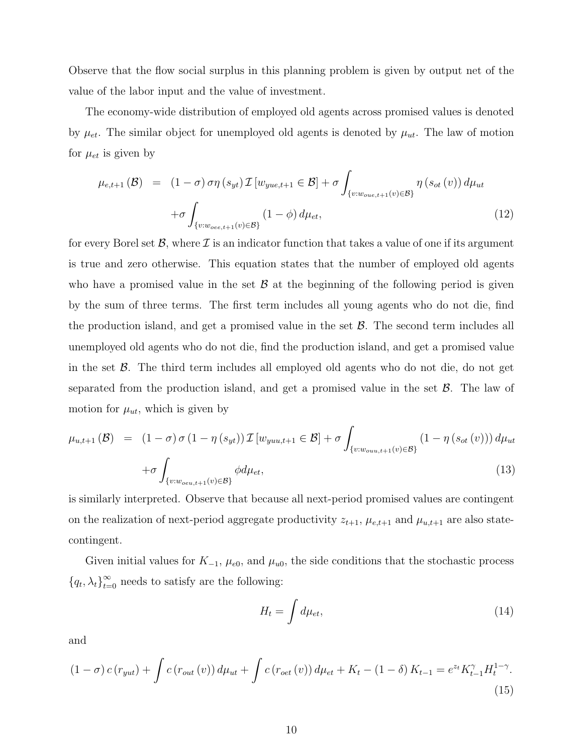Observe that the flow social surplus in this planning problem is given by output net of the value of the labor input and the value of investment.

The economy-wide distribution of employed old agents across promised values is denoted by $\mu_{et}$. The similar object for unemployed old agents is denoted by $\mu_{ut}$. The law of motion for $\mu_{et}$ is given by

$$
\begin{aligned}
\mu_{e,t+1}(\mathcal{B}) &= (1-\sigma)\,\sigma\eta(s_{yt})\,\mathcal{I}\left[w_{yue,t+1}\in\mathcal{B}\right] + \sigma\int_{\{v: w_{oue,t+1}(v)\in\mathcal{B}\}} \eta(s_{ot}(v))\,d\mu_{ut} \\
&\quad + \sigma\int_{\{v: w_{oee,t+1}(v)\in\mathcal{B}\}} (1-\phi)\,d\mu_{et}, \qquad (12)
\end{aligned}
$$

for every Borel set $\mathcal{B}$, where $\mathcal{I}$ is an indicator function that takes a value of one if its argument is true and zero otherwise. This equation states that the number of employed old agents who have a promised value in the set $\mathcal{B}$ at the beginning of the following period is given by the sum of three terms. The first term includes all young agents who do not die, find the production island, and get a promised value in the set $\mathcal{B}$. The second term includes all unemployed old agents who do not die, find the production island, and get a promised value in the set $\mathcal{B}$. The third term includes all employed old agents who do not die, do not get separated from the production island, and get a promised value in the set $\mathcal{B}$. The law of motion for $\mu_{ut}$, which is given by

$$
\begin{aligned}
\mu_{u,t+1}(\mathcal{B}) &= (1-\sigma)\,\sigma(1-\eta(s_{yt}))\,\mathcal{I}\left[w_{yuu,t+1}\in\mathcal{B}\right] + \sigma\int_{\{v: w_{ouu,t+1}(v)\in\mathcal{B}\}} (1-\eta(s_{ot}(v)))\,d\mu_{ut} \\
&\quad + \sigma\int_{\{v: w_{oeu,t+1}(v)\in\mathcal{B}\}} \phi\,d\mu_{et}, \qquad (13)
\end{aligned}
$$

is similarly interpreted. Observe that because all next-period promised values are contingent on the realization of next-period aggregate productivity $z_{t+1}$, $\mu_{e,t+1}$ and $\mu_{u,t+1}$ are also state-contingent.

Given initial values for $K_{-1}$, $\mu_{e0}$, and $\mu_{u0}$, the side conditions that the stochastic process $\{q_t, \lambda_t\}_{t=0}^{\infty}$ needs to satisfy are the following:

$$
H_t = \int d\mu_{et}, \qquad (14)
$$

and

$$
(1-\sigma)\,c(r_{yut}) + \int c(r_{out}(v))\,d\mu_{ut} + \int c(r_{oet}(v))\,d\mu_{et} + K_t - (1-\delta)\,K_{t-1} = e^{z_t}K_{t-1}^{\gamma}H_t^{1-\gamma}. \qquad (15)
$$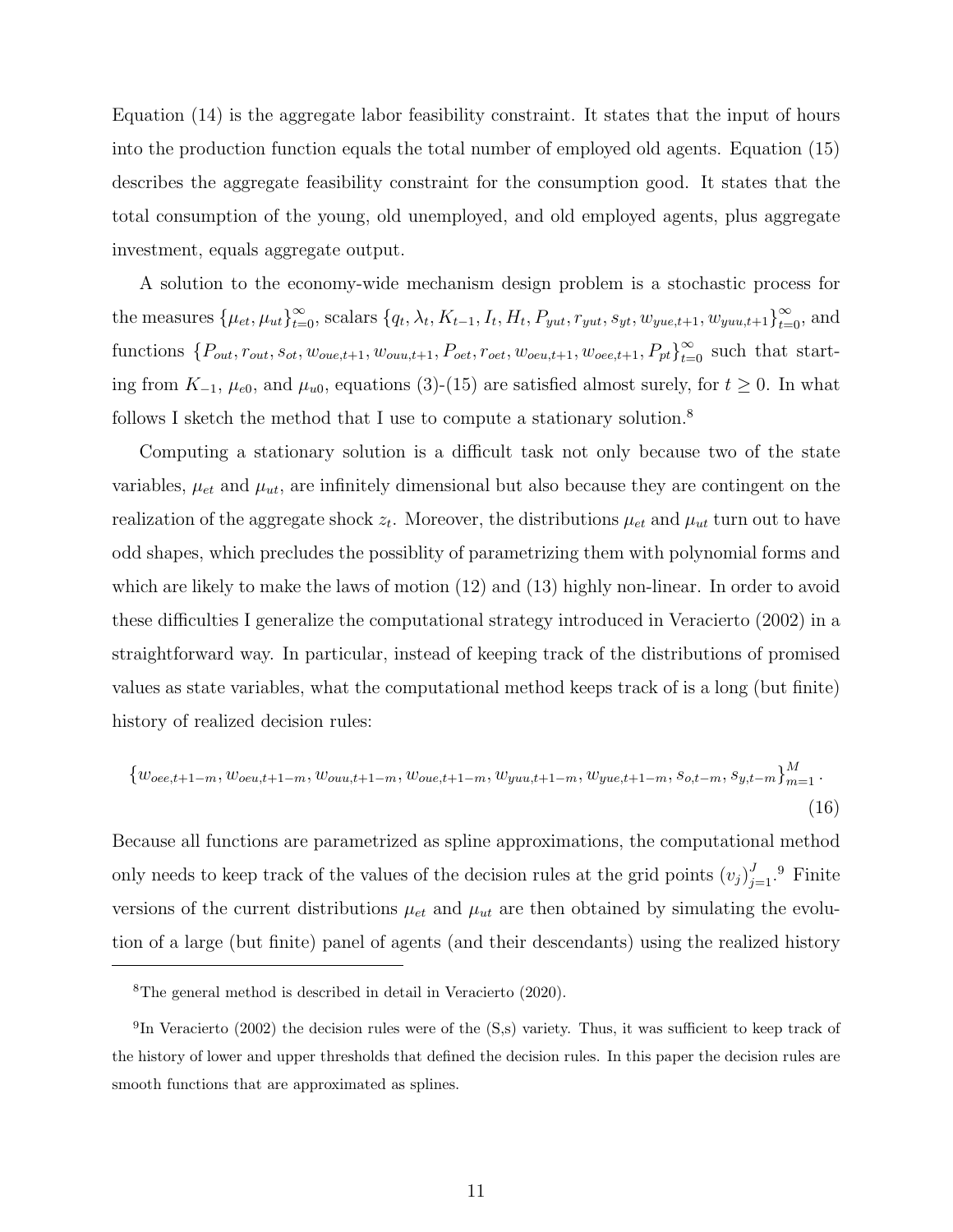Equation (14) is the aggregate labor feasibility constraint. It states that the input of hours into the production function equals the total number of employed old agents. Equation (15) describes the aggregate feasibility constraint for the consumption good. It states that the total consumption of the young, old unemployed, and old employed agents, plus aggregate investment, equals aggregate output.

A solution to the economy-wide mechanism design problem is a stochastic process for the measures $\{\mu_{et}, \mu_{ut}\}_{t=0}^{\infty}$, scalars $\{q_t, \lambda_t, K_{t-1}, I_t, H_t, P_{yut}, r_{yut}, s_{yt}, w_{yue,t+1}, w_{yuu,t+1}\}_{t=0}^{\infty}$, and functions $\{P_{out}, r_{out}, s_{ot}, w_{oue,t+1}, w_{ouu,t+1}, P_{oet}, r_{oet}, w_{oeu,t+1}, w_{oee,t+1}, P_{pt}\}_{t=0}^{\infty}$ such that starting from $K_{-1}$, $\mu_{e0}$, and $\mu_{u0}$, equations (3)-(15) are satisfied almost surely, for $t \geq 0$. In what follows I sketch the method that I use to compute a stationary solution.[8]

Computing a stationary solution is a difficult task not only because two of the state variables, $\mu_{et}$ and $\mu_{ut}$, are infinitely dimensional but also because they are contingent on the realization of the aggregate shock $z_t$. Moreover, the distributions $\mu_{et}$ and $\mu_{ut}$ turn out to have odd shapes, which precludes the possiblity of parametrizing them with polynomial forms and which are likely to make the laws of motion (12) and (13) highly non-linear. In order to avoid these difficulties I generalize the computational strategy introduced in Veracierto (2002) in a straightforward way. In particular, instead of keeping track of the distributions of promised values as state variables, what the computational method keeps track of is a long (but finite) history of realized decision rules:

$$\{w_{oee,t+1-m}, w_{oeu,t+1-m}, w_{ouu,t+1-m}, w_{oue,t+1-m}, w_{yuu,t+1-m}, w_{yue,t+1-m}, s_{o,t-m}, s_{y,t-m}\}_{m=1}^{M}. \tag{16}$$

Because all functions are parametrized as spline approximations, the computational method only needs to keep track of the values of the decision rules at the grid points $(v_j)_{j=1}^{J}$.[9] Finite versions of the current distributions $\mu_{et}$ and $\mu_{ut}$ are then obtained by simulating the evolution of a large (but finite) panel of agents (and their descendants) using the realized history

[8] The general method is described in detail in Veracierto (2020).

[9] In Veracierto (2002) the decision rules were of the (S,s) variety. Thus, it was sufficient to keep track of the history of lower and upper thresholds that defined the decision rules. In this paper the decision rules are smooth functions that are approximated as splines.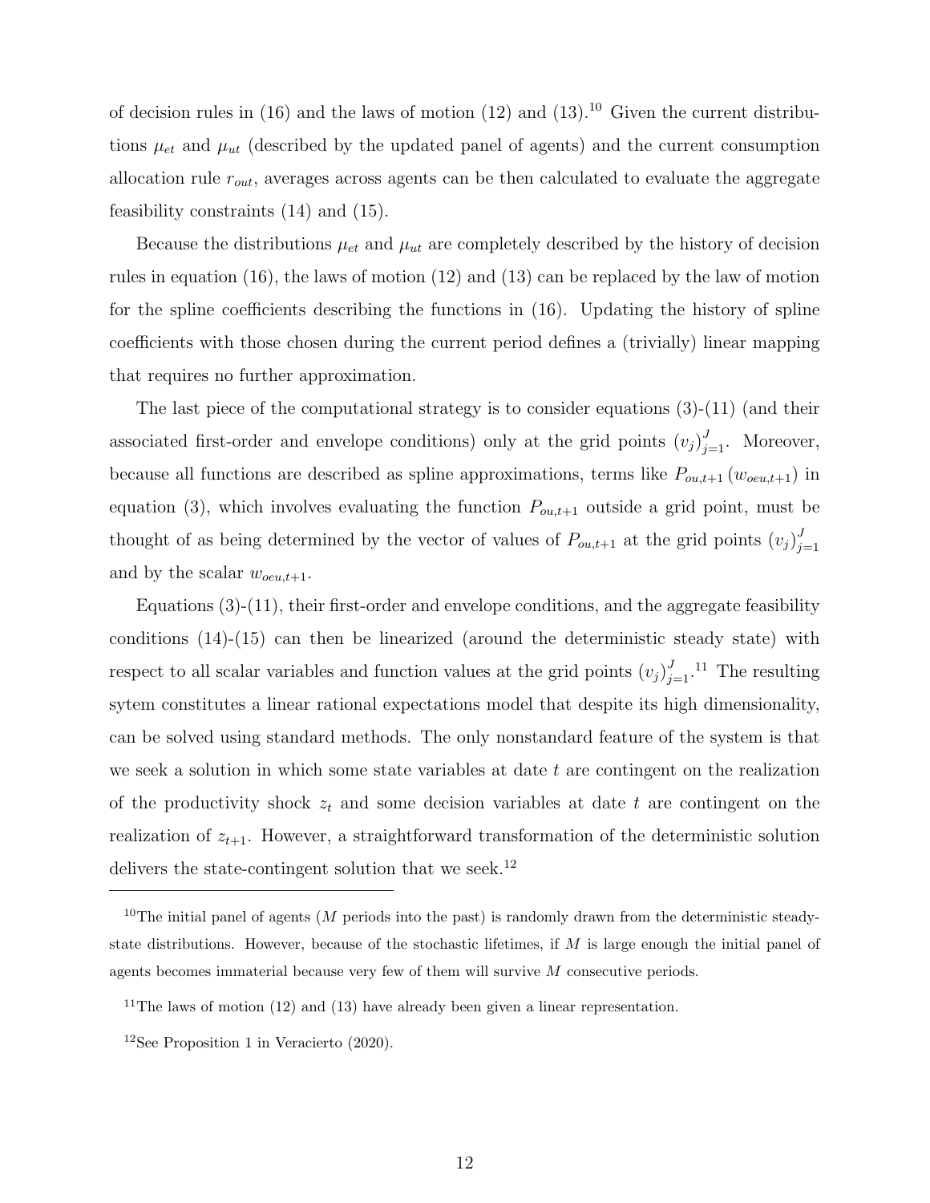of decision rules in (16) and the laws of motion (12) and (13).[10] Given the current distributions $\mu_{et}$ and $\mu_{ut}$ (described by the updated panel of agents) and the current consumption allocation rule $r_{out}$, averages across agents can be then calculated to evaluate the aggregate feasibility constraints (14) and (15).

Because the distributions $\mu_{et}$ and $\mu_{ut}$ are completely described by the history of decision rules in equation (16), the laws of motion (12) and (13) can be replaced by the law of motion for the spline coefficients describing the functions in (16). Updating the history of spline coefficients with those chosen during the current period defines a (trivially) linear mapping that requires no further approximation.

The last piece of the computational strategy is to consider equations (3)-(11) (and their associated first-order and envelope conditions) only at the grid points $(v_j)_{j=1}^{J}$. Moreover, because all functions are described as spline approximations, terms like $P_{ou,t+1}(w_{oeu,t+1})$ in equation (3), which involves evaluating the function $P_{ou,t+1}$ outside a grid point, must be thought of as being determined by the vector of values of $P_{ou,t+1}$ at the grid points $(v_j)_{j=1}^{J}$ and by the scalar $w_{oeu,t+1}$.

Equations (3)-(11), their first-order and envelope conditions, and the aggregate feasibility conditions (14)-(15) can then be linearized (around the deterministic steady state) with respect to all scalar variables and function values at the grid points $(v_j)_{j=1}^{J}$.[11] The resulting sytem constitutes a linear rational expectations model that despite its high dimensionality, can be solved using standard methods. The only nonstandard feature of the system is that we seek a solution in which some state variables at date $t$ are contingent on the realization of the productivity shock $z_t$ and some decision variables at date $t$ are contingent on the realization of $z_{t+1}$. However, a straightforward transformation of the deterministic solution delivers the state-contingent solution that we seek.[12]

---

[10] The initial panel of agents ($M$ periods into the past) is randomly drawn from the deterministic steady-state distributions. However, because of the stochastic lifetimes, if $M$ is large enough the initial panel of agents becomes immaterial because very few of them will survive $M$ consecutive periods.

[11] The laws of motion (12) and (13) have already been given a linear representation.

[12] See Proposition 1 in Veracierto (2020).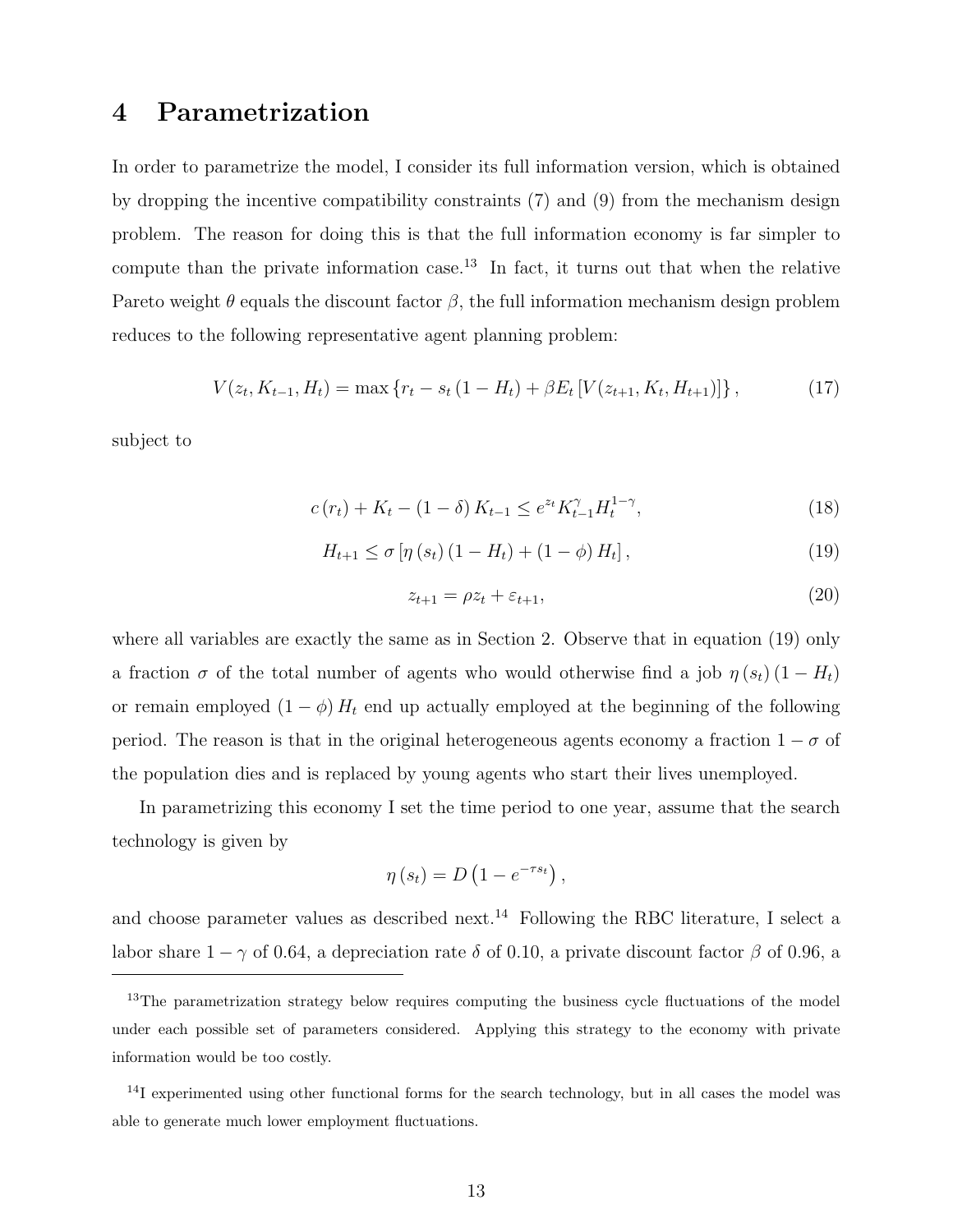# 4 Parametrization

In order to parametrize the model, I consider its full information version, which is obtained by dropping the incentive compatibility constraints (7) and (9) from the mechanism design problem. The reason for doing this is that the full information economy is far simpler to compute than the private information case.[13] In fact, it turns out that when the relative Pareto weight $\theta$ equals the discount factor $\beta$, the full information mechanism design problem reduces to the following representative agent planning problem:

$$V(z_t, K_{t-1}, H_t) = \max \left\{ r_t - s_t \left(1 - H_t\right) + \beta E_t \left[ V(z_{t+1}, K_t, H_{t+1}) \right] \right\}, \tag{17}$$

subject to

$$c\left(r_t\right) + K_t - \left(1 - \delta\right) K_{t-1} \leq e^{z_t} K_{t-1}^{\gamma} H_t^{1-\gamma}, \tag{18}$$

$$H_{t+1} \leq \sigma \left[ \eta\left(s_t\right)\left(1 - H_t\right) + \left(1 - \phi\right) H_t \right], \tag{19}$$

$$z_{t+1} = \rho z_t + \varepsilon_{t+1}, \tag{20}$$

where all variables are exactly the same as in Section 2. Observe that in equation (19) only a fraction $\sigma$ of the total number of agents who would otherwise find a job $\eta\left(s_t\right)\left(1 - H_t\right)$ or remain employed $\left(1 - \phi\right) H_t$ end up actually employed at the beginning of the following period. The reason is that in the original heterogeneous agents economy a fraction $1 - \sigma$ of the population dies and is replaced by young agents who start their lives unemployed.

In parametrizing this economy I set the time period to one year, assume that the search technology is given by

$$\eta\left(s_t\right) = D\left(1 - e^{-\tau s_t}\right),$$

and choose parameter values as described next.[14] Following the RBC literature, I select a labor share $1 - \gamma$ of 0.64, a depreciation rate $\delta$ of 0.10, a private discount factor $\beta$ of 0.96, a

[13] The parametrization strategy below requires computing the business cycle fluctuations of the model under each possible set of parameters considered. Applying this strategy to the economy with private information would be too costly.

[14] I experimented using other functional forms for the search technology, but in all cases the model was able to generate much lower employment fluctuations.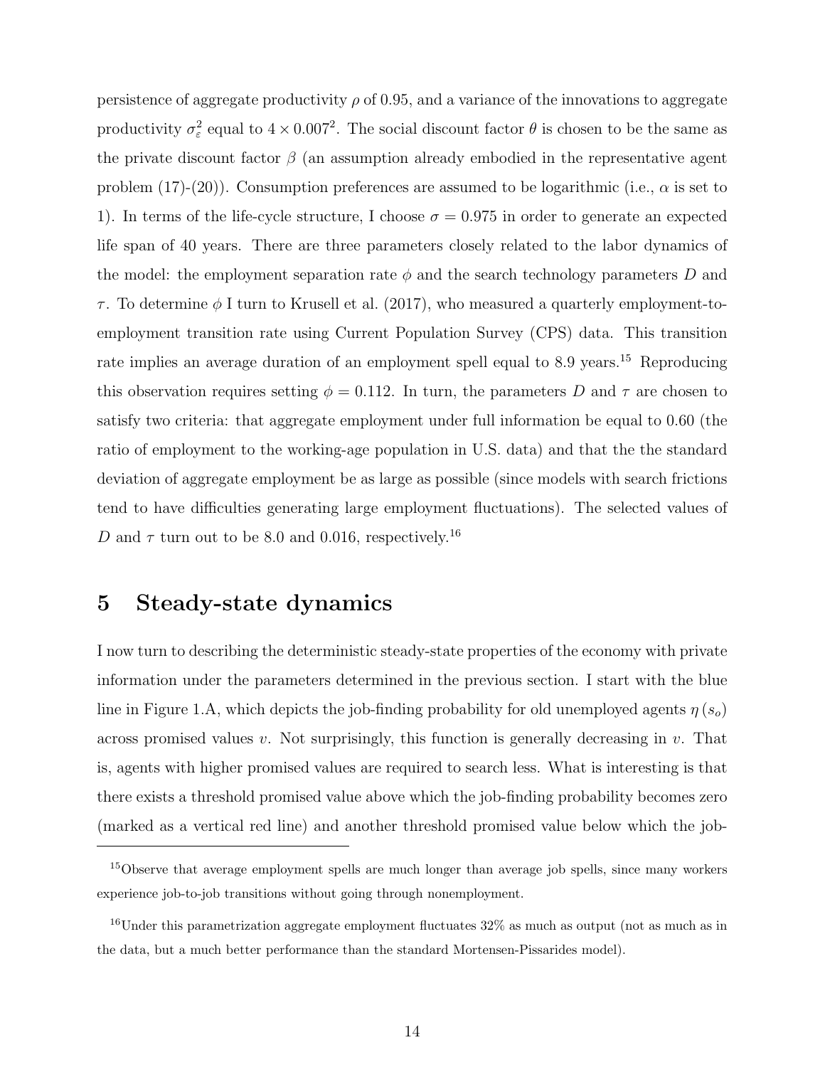persistence of aggregate productivity $\rho$ of 0.95, and a variance of the innovations to aggregate productivity $\sigma_\varepsilon^2$ equal to $4 \times 0.007^2$. The social discount factor $\theta$ is chosen to be the same as the private discount factor $\beta$ (an assumption already embodied in the representative agent problem (17)-(20)). Consumption preferences are assumed to be logarithmic (i.e., $\alpha$ is set to 1). In terms of the life-cycle structure, I choose $\sigma = 0.975$ in order to generate an expected life span of 40 years. There are three parameters closely related to the labor dynamics of the model: the employment separation rate $\phi$ and the search technology parameters $D$ and $\tau$. To determine $\phi$ I turn to Krusell et al. (2017), who measured a quarterly employment-to-employment transition rate using Current Population Survey (CPS) data. This transition rate implies an average duration of an employment spell equal to 8.9 years.[15] Reproducing this observation requires setting $\phi = 0.112$. In turn, the parameters $D$ and $\tau$ are chosen to satisfy two criteria: that aggregate employment under full information be equal to 0.60 (the ratio of employment to the working-age population in U.S. data) and that the the standard deviation of aggregate employment be as large as possible (since models with search frictions tend to have difficulties generating large employment fluctuations). The selected values of $D$ and $\tau$ turn out to be 8.0 and 0.016, respectively.[16]

# 5 Steady-state dynamics

I now turn to describing the deterministic steady-state properties of the economy with private information under the parameters determined in the previous section. I start with the blue line in Figure 1.A, which depicts the job-finding probability for old unemployed agents $\eta(s_o)$ across promised values $v$. Not surprisingly, this function is generally decreasing in $v$. That is, agents with higher promised values are required to search less. What is interesting is that there exists a threshold promised value above which the job-finding probability becomes zero (marked as a vertical red line) and another threshold promised value below which the job-

[15]Observe that average employment spells are much longer than average job spells, since many workers experience job-to-job transitions without going through nonemployment.

[16]Under this parametrization aggregate employment fluctuates 32% as much as output (not as much as in the data, but a much better performance than the standard Mortensen-Pissarides model).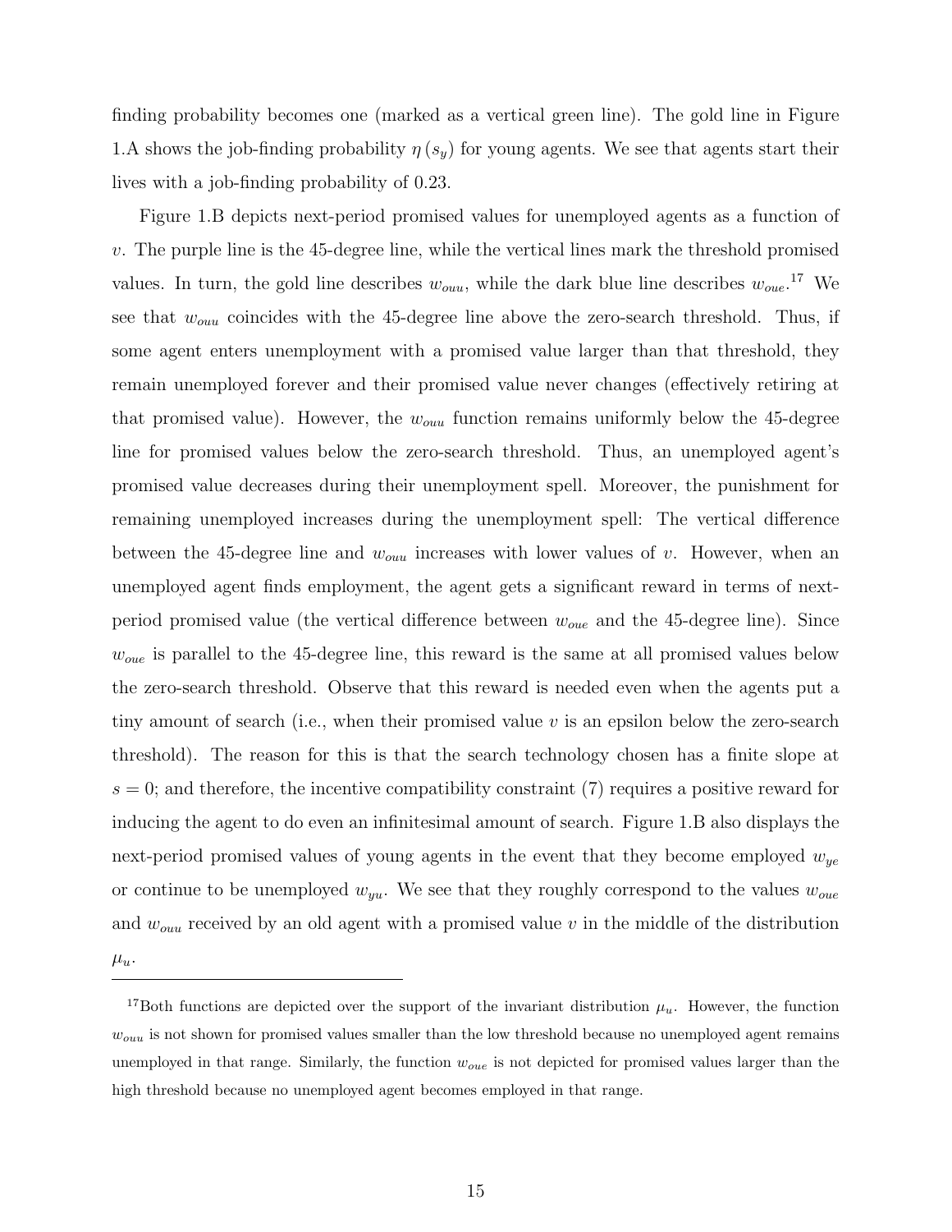finding probability becomes one (marked as a vertical green line). The gold line in Figure 1.A shows the job-finding probability $\eta(s_y)$ for young agents. We see that agents start their lives with a job-finding probability of 0.23.

Figure 1.B depicts next-period promised values for unemployed agents as a function of $v$. The purple line is the 45-degree line, while the vertical lines mark the threshold promised values. In turn, the gold line describes $w_{ouu}$, while the dark blue line describes $w_{oue}$.[17] We see that $w_{ouu}$ coincides with the 45-degree line above the zero-search threshold. Thus, if some agent enters unemployment with a promised value larger than that threshold, they remain unemployed forever and their promised value never changes (effectively retiring at that promised value). However, the $w_{ouu}$ function remains uniformly below the 45-degree line for promised values below the zero-search threshold. Thus, an unemployed agent's promised value decreases during their unemployment spell. Moreover, the punishment for remaining unemployed increases during the unemployment spell: The vertical difference between the 45-degree line and $w_{ouu}$ increases with lower values of $v$. However, when an unemployed agent finds employment, the agent gets a significant reward in terms of next-period promised value (the vertical difference between $w_{oue}$ and the 45-degree line). Since $w_{oue}$ is parallel to the 45-degree line, this reward is the same at all promised values below the zero-search threshold. Observe that this reward is needed even when the agents put a tiny amount of search (i.e., when their promised value $v$ is an epsilon below the zero-search threshold). The reason for this is that the search technology chosen has a finite slope at $s = 0$; and therefore, the incentive compatibility constraint (7) requires a positive reward for inducing the agent to do even an infinitesimal amount of search. Figure 1.B also displays the next-period promised values of young agents in the event that they become employed $w_{ye}$ or continue to be unemployed $w_{yu}$. We see that they roughly correspond to the values $w_{oue}$ and $w_{ouu}$ received by an old agent with a promised value $v$ in the middle of the distribution $\mu_u$.

[17] Both functions are depicted over the support of the invariant distribution $\mu_u$. However, the function $w_{ouu}$ is not shown for promised values smaller than the low threshold because no unemployed agent remains unemployed in that range. Similarly, the function $w_{oue}$ is not depicted for promised values larger than the high threshold because no unemployed agent becomes employed in that range.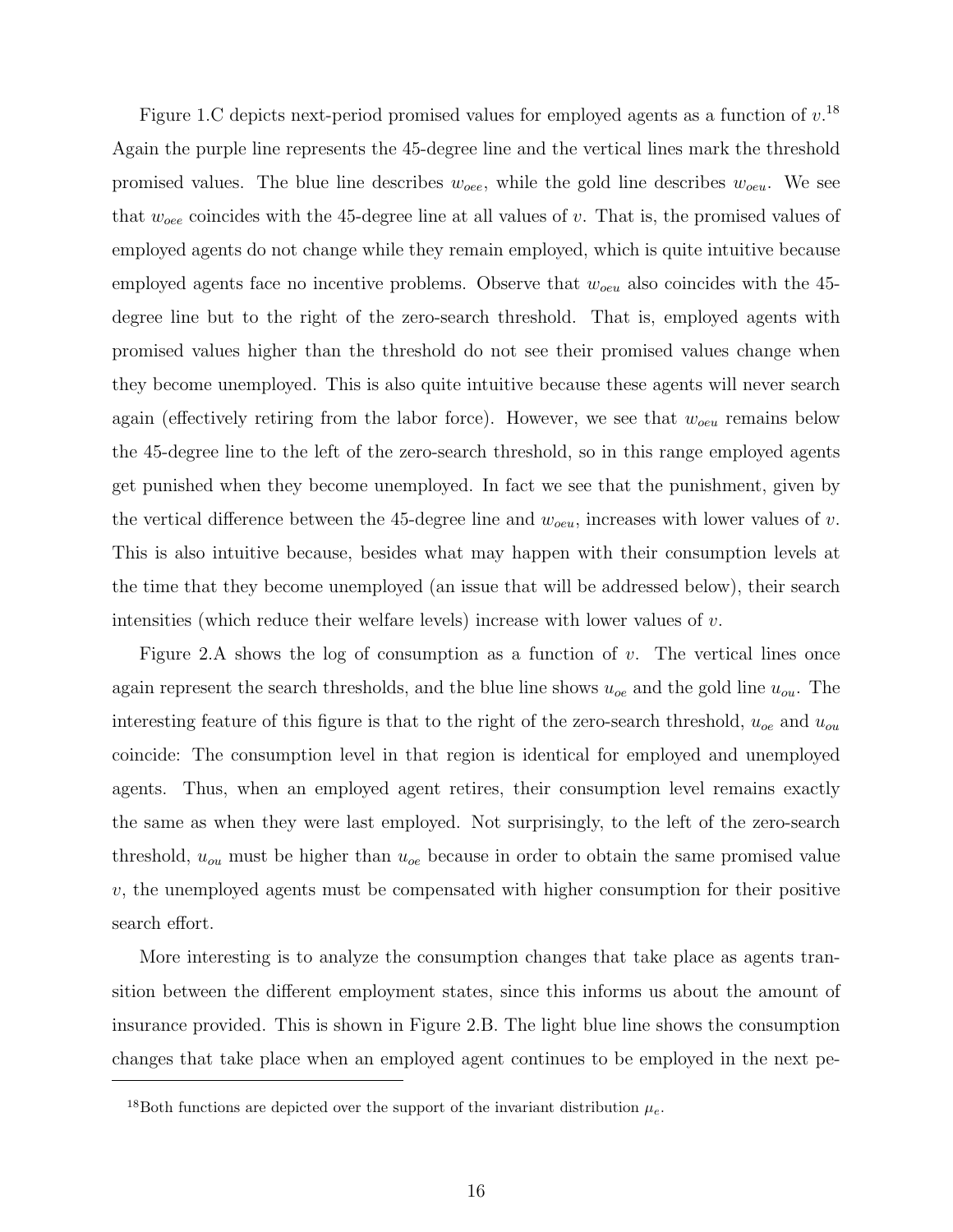Figure 1.C depicts next-period promised values for employed agents as a function of $v$.[18] Again the purple line represents the 45-degree line and the vertical lines mark the threshold promised values. The blue line describes $w_{oee}$, while the gold line describes $w_{oeu}$. We see that $w_{oee}$ coincides with the 45-degree line at all values of $v$. That is, the promised values of employed agents do not change while they remain employed, which is quite intuitive because employed agents face no incentive problems. Observe that $w_{oeu}$ also coincides with the 45-degree line but to the right of the zero-search threshold. That is, employed agents with promised values higher than the threshold do not see their promised values change when they become unemployed. This is also quite intuitive because these agents will never search again (effectively retiring from the labor force). However, we see that $w_{oeu}$ remains below the 45-degree line to the left of the zero-search threshold, so in this range employed agents get punished when they become unemployed. In fact we see that the punishment, given by the vertical difference between the 45-degree line and $w_{oeu}$, increases with lower values of $v$. This is also intuitive because, besides what may happen with their consumption levels at the time that they become unemployed (an issue that will be addressed below), their search intensities (which reduce their welfare levels) increase with lower values of $v$.

Figure 2.A shows the log of consumption as a function of $v$. The vertical lines once again represent the search thresholds, and the blue line shows $u_{oe}$ and the gold line $u_{ou}$. The interesting feature of this figure is that to the right of the zero-search threshold, $u_{oe}$ and $u_{ou}$ coincide: The consumption level in that region is identical for employed and unemployed agents. Thus, when an employed agent retires, their consumption level remains exactly the same as when they were last employed. Not surprisingly, to the left of the zero-search threshold, $u_{ou}$ must be higher than $u_{oe}$ because in order to obtain the same promised value $v$, the unemployed agents must be compensated with higher consumption for their positive search effort.

More interesting is to analyze the consumption changes that take place as agents transition between the different employment states, since this informs us about the amount of insurance provided. This is shown in Figure 2.B. The light blue line shows the consumption changes that take place when an employed agent continues to be employed in the next pe-

[18] Both functions are depicted over the support of the invariant distribution $\mu_e$.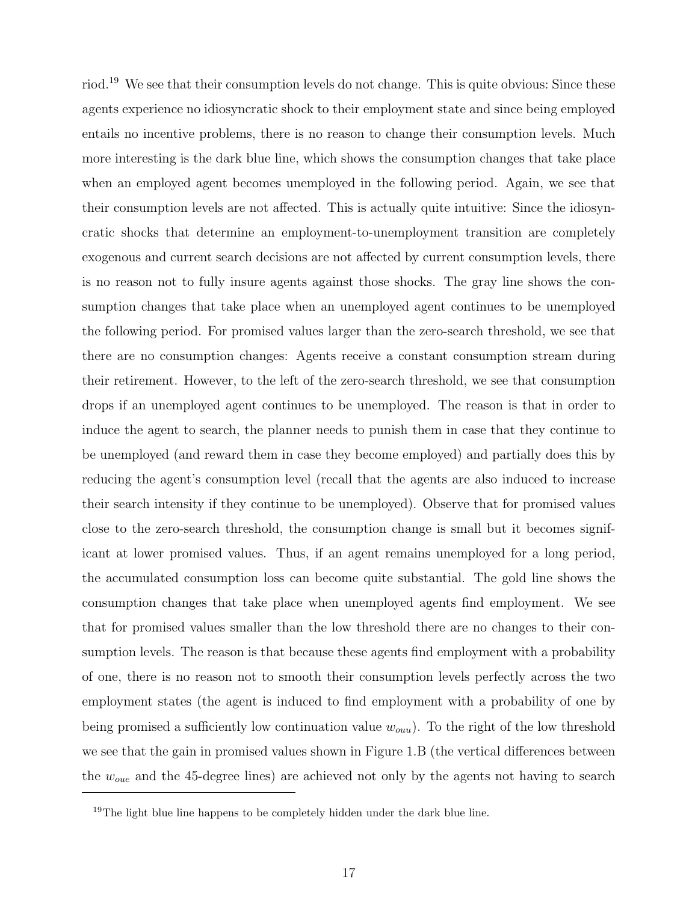riod.[19] We see that their consumption levels do not change. This is quite obvious: Since these agents experience no idiosyncratic shock to their employment state and since being employed entails no incentive problems, there is no reason to change their consumption levels. Much more interesting is the dark blue line, which shows the consumption changes that take place when an employed agent becomes unemployed in the following period. Again, we see that their consumption levels are not affected. This is actually quite intuitive: Since the idiosyncratic shocks that determine an employment-to-unemployment transition are completely exogenous and current search decisions are not affected by current consumption levels, there is no reason not to fully insure agents against those shocks. The gray line shows the consumption changes that take place when an unemployed agent continues to be unemployed the following period. For promised values larger than the zero-search threshold, we see that there are no consumption changes: Agents receive a constant consumption stream during their retirement. However, to the left of the zero-search threshold, we see that consumption drops if an unemployed agent continues to be unemployed. The reason is that in order to induce the agent to search, the planner needs to punish them in case that they continue to be unemployed (and reward them in case they become employed) and partially does this by reducing the agent's consumption level (recall that the agents are also induced to increase their search intensity if they continue to be unemployed). Observe that for promised values close to the zero-search threshold, the consumption change is small but it becomes significant at lower promised values. Thus, if an agent remains unemployed for a long period, the accumulated consumption loss can become quite substantial. The gold line shows the consumption changes that take place when unemployed agents find employment. We see that for promised values smaller than the low threshold there are no changes to their consumption levels. The reason is that because these agents find employment with a probability of one, there is no reason not to smooth their consumption levels perfectly across the two employment states (the agent is induced to find employment with a probability of one by being promised a sufficiently low continuation value $w_{ouu}$). To the right of the low threshold we see that the gain in promised values shown in Figure 1.B (the vertical differences between the $w_{oue}$ and the 45-degree lines) are achieved not only by the agents not having to search

[19] The light blue line happens to be completely hidden under the dark blue line.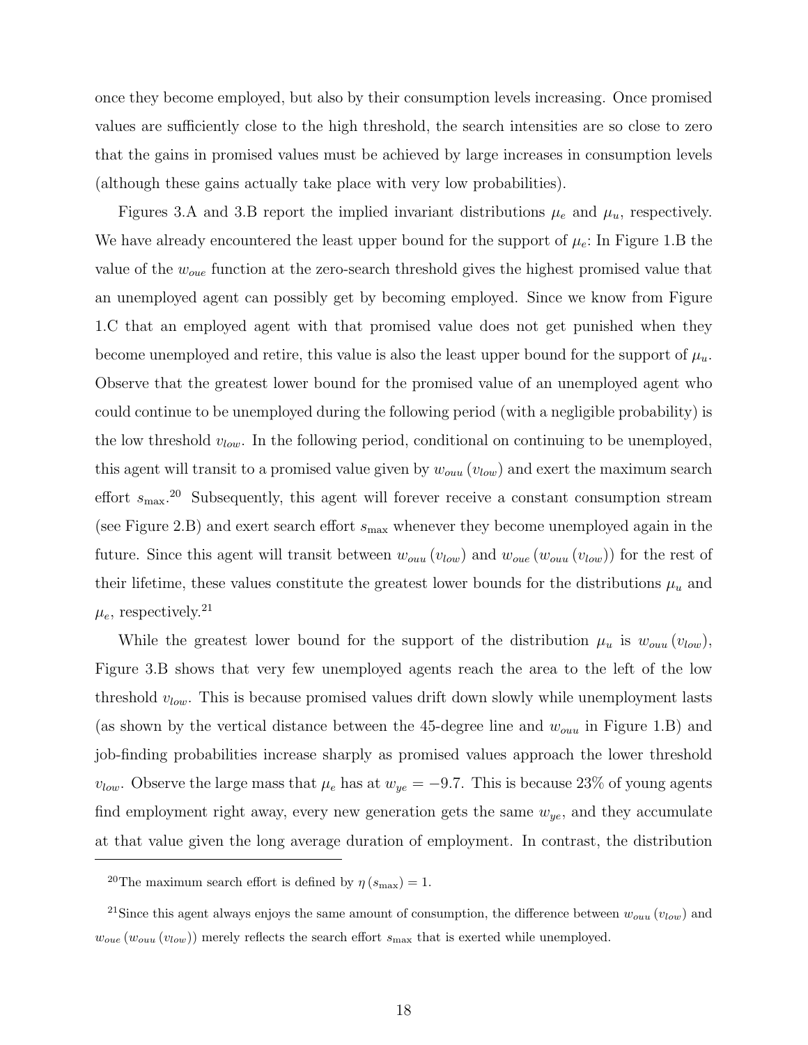once they become employed, but also by their consumption levels increasing. Once promised values are sufficiently close to the high threshold, the search intensities are so close to zero that the gains in promised values must be achieved by large increases in consumption levels (although these gains actually take place with very low probabilities).

Figures 3.A and 3.B report the implied invariant distributions $\mu_e$ and $\mu_u$, respectively. We have already encountered the least upper bound for the support of $\mu_e$: In Figure 1.B the value of the $w_{oue}$ function at the zero-search threshold gives the highest promised value that an unemployed agent can possibly get by becoming employed. Since we know from Figure 1.C that an employed agent with that promised value does not get punished when they become unemployed and retire, this value is also the least upper bound for the support of $\mu_u$. Observe that the greatest lower bound for the promised value of an unemployed agent who could continue to be unemployed during the following period (with a negligible probability) is the low threshold $v_{low}$. In the following period, conditional on continuing to be unemployed, this agent will transit to a promised value given by $w_{ouu}(v_{low})$ and exert the maximum search effort $s_{\max}$.[20] Subsequently, this agent will forever receive a constant consumption stream (see Figure 2.B) and exert search effort $s_{\max}$ whenever they become unemployed again in the future. Since this agent will transit between $w_{ouu}(v_{low})$ and $w_{oue}(w_{ouu}(v_{low}))$ for the rest of their lifetime, these values constitute the greatest lower bounds for the distributions $\mu_u$ and $\mu_e$, respectively.[21]

While the greatest lower bound for the support of the distribution $\mu_u$ is $w_{ouu}(v_{low})$, Figure 3.B shows that very few unemployed agents reach the area to the left of the low threshold $v_{low}$. This is because promised values drift down slowly while unemployment lasts (as shown by the vertical distance between the 45-degree line and $w_{ouu}$ in Figure 1.B) and job-finding probabilities increase sharply as promised values approach the lower threshold $v_{low}$. Observe the large mass that $\mu_e$ has at $w_{ye} = -9.7$. This is because 23% of young agents find employment right away, every new generation gets the same $w_{ye}$, and they accumulate at that value given the long average duration of employment. In contrast, the distribution

[20] The maximum search effort is defined by $\eta(s_{\max}) = 1$.

[21] Since this agent always enjoys the same amount of consumption, the difference between $w_{ouu}(v_{low})$ and $w_{oue}(w_{ouu}(v_{low}))$ merely reflects the search effort $s_{\max}$ that is exerted while unemployed.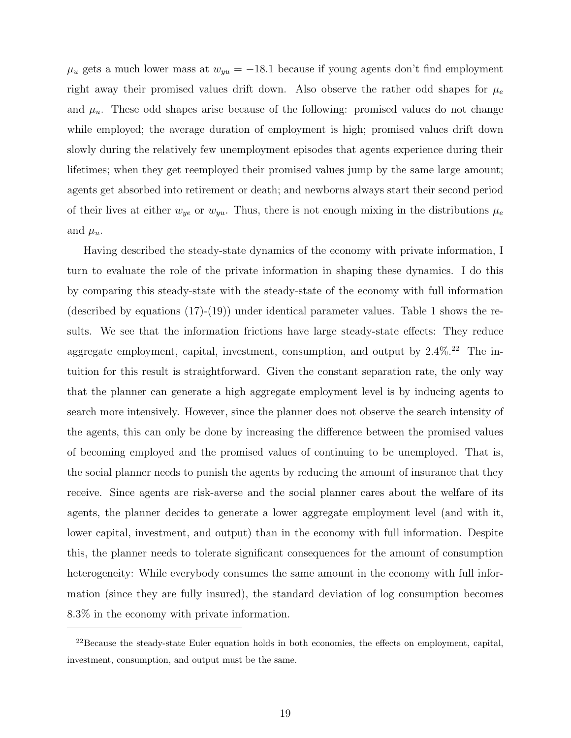$\mu_u$ gets a much lower mass at $w_{yu} = -18.1$ because if young agents don't find employment right away their promised values drift down. Also observe the rather odd shapes for $\mu_e$ and $\mu_u$. These odd shapes arise because of the following: promised values do not change while employed; the average duration of employment is high; promised values drift down slowly during the relatively few unemployment episodes that agents experience during their lifetimes; when they get reemployed their promised values jump by the same large amount; agents get absorbed into retirement or death; and newborns always start their second period of their lives at either $w_{ye}$ or $w_{yu}$. Thus, there is not enough mixing in the distributions $\mu_e$ and $\mu_u$.

Having described the steady-state dynamics of the economy with private information, I turn to evaluate the role of the private information in shaping these dynamics. I do this by comparing this steady-state with the steady-state of the economy with full information (described by equations (17)-(19)) under identical parameter values. Table 1 shows the results. We see that the information frictions have large steady-state effects: They reduce aggregate employment, capital, investment, consumption, and output by 2.4%.[22] The intuition for this result is straightforward. Given the constant separation rate, the only way that the planner can generate a high aggregate employment level is by inducing agents to search more intensively. However, since the planner does not observe the search intensity of the agents, this can only be done by increasing the difference between the promised values of becoming employed and the promised values of continuing to be unemployed. That is, the social planner needs to punish the agents by reducing the amount of insurance that they receive. Since agents are risk-averse and the social planner cares about the welfare of its agents, the planner decides to generate a lower aggregate employment level (and with it, lower capital, investment, and output) than in the economy with full information. Despite this, the planner needs to tolerate significant consequences for the amount of consumption heterogeneity: While everybody consumes the same amount in the economy with full information (since they are fully insured), the standard deviation of log consumption becomes 8.3% in the economy with private information.

[22]Because the steady-state Euler equation holds in both economies, the effects on employment, capital, investment, consumption, and output must be the same.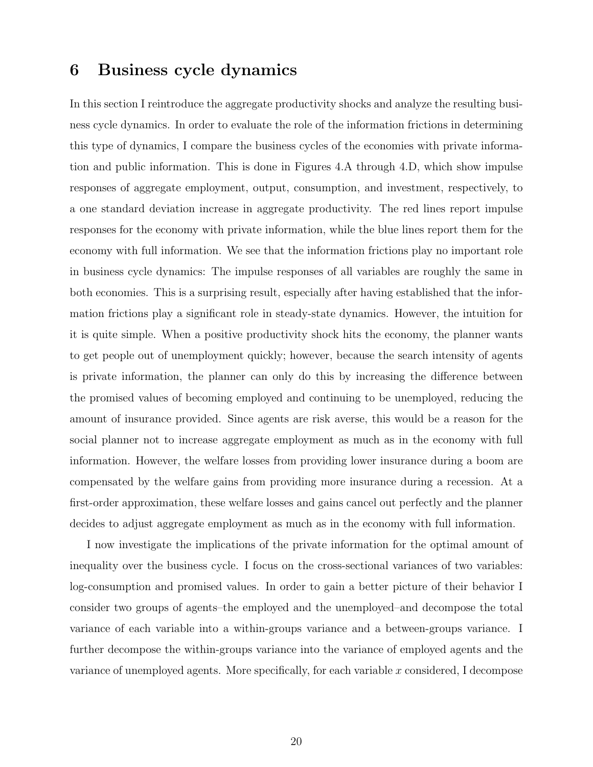## 6 Business cycle dynamics

In this section I reintroduce the aggregate productivity shocks and analyze the resulting business cycle dynamics. In order to evaluate the role of the information frictions in determining this type of dynamics, I compare the business cycles of the economies with private information and public information. This is done in Figures 4.A through 4.D, which show impulse responses of aggregate employment, output, consumption, and investment, respectively, to a one standard deviation increase in aggregate productivity. The red lines report impulse responses for the economy with private information, while the blue lines report them for the economy with full information. We see that the information frictions play no important role in business cycle dynamics: The impulse responses of all variables are roughly the same in both economies. This is a surprising result, especially after having established that the information frictions play a significant role in steady-state dynamics. However, the intuition for it is quite simple. When a positive productivity shock hits the economy, the planner wants to get people out of unemployment quickly; however, because the search intensity of agents is private information, the planner can only do this by increasing the difference between the promised values of becoming employed and continuing to be unemployed, reducing the amount of insurance provided. Since agents are risk averse, this would be a reason for the social planner not to increase aggregate employment as much as in the economy with full information. However, the welfare losses from providing lower insurance during a boom are compensated by the welfare gains from providing more insurance during a recession. At a first-order approximation, these welfare losses and gains cancel out perfectly and the planner decides to adjust aggregate employment as much as in the economy with full information.

I now investigate the implications of the private information for the optimal amount of inequality over the business cycle. I focus on the cross-sectional variances of two variables: log-consumption and promised values. In order to gain a better picture of their behavior I consider two groups of agents–the employed and the unemployed–and decompose the total variance of each variable into a within-groups variance and a between-groups variance. I further decompose the within-groups variance into the variance of employed agents and the variance of unemployed agents. More specifically, for each variable $x$ considered, I decompose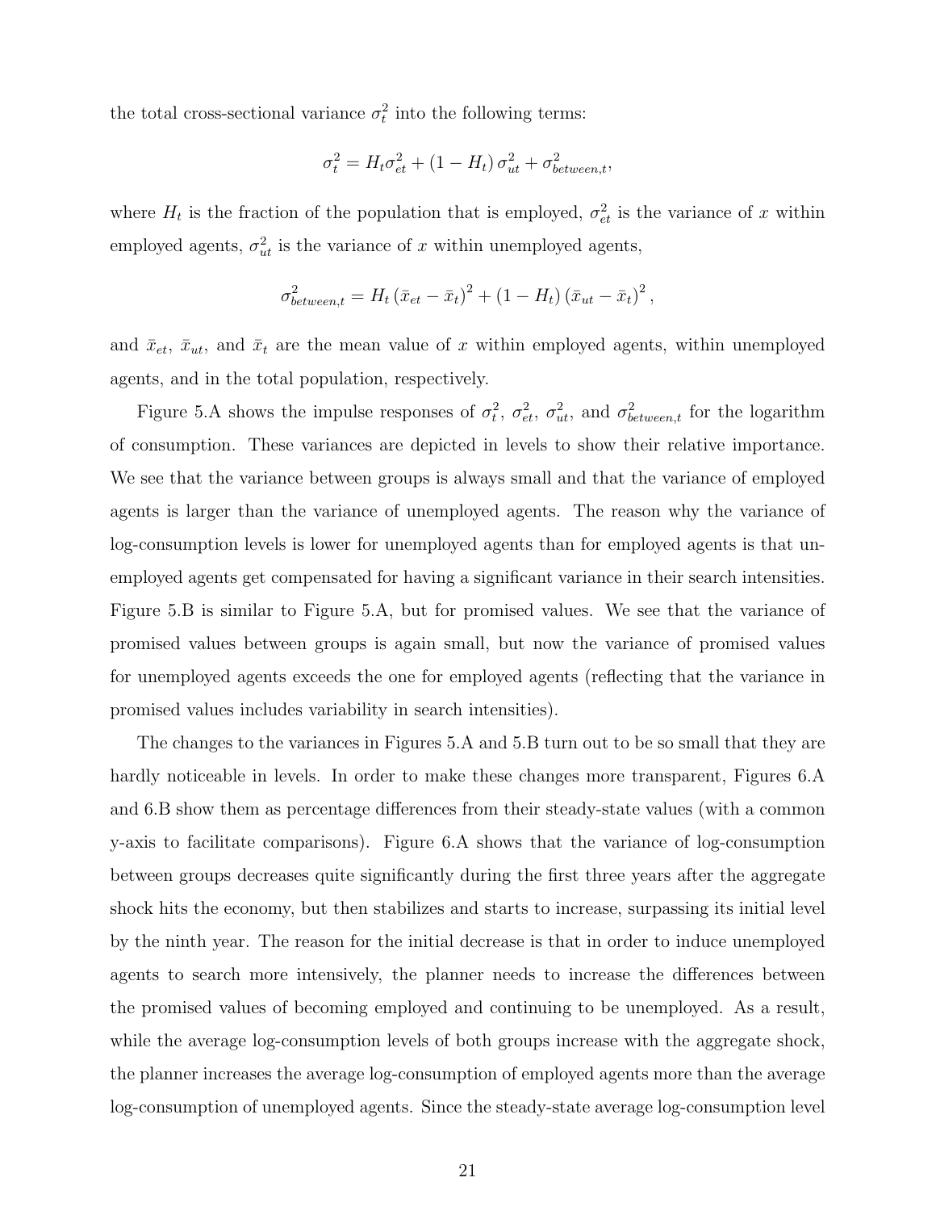the total cross-sectional variance $\sigma_t^2$ into the following terms:

$$\sigma_t^2 = H_t \sigma_{et}^2 + (1 - H_t)\, \sigma_{ut}^2 + \sigma_{between,t}^2,$$

where $H_t$ is the fraction of the population that is employed, $\sigma_{et}^2$ is the variance of $x$ within employed agents, $\sigma_{ut}^2$ is the variance of $x$ within unemployed agents,

$$\sigma_{between,t}^2 = H_t \left(\bar{x}_{et} - \bar{x}_t\right)^2 + (1 - H_t) \left(\bar{x}_{ut} - \bar{x}_t\right)^2,$$

and $\bar{x}_{et}$, $\bar{x}_{ut}$, and $\bar{x}_t$ are the mean value of $x$ within employed agents, within unemployed agents, and in the total population, respectively.

Figure 5.A shows the impulse responses of $\sigma_t^2$, $\sigma_{et}^2$, $\sigma_{ut}^2$, and $\sigma_{between,t}^2$ for the logarithm of consumption. These variances are depicted in levels to show their relative importance. We see that the variance between groups is always small and that the variance of employed agents is larger than the variance of unemployed agents. The reason why the variance of log-consumption levels is lower for unemployed agents than for employed agents is that unemployed agents get compensated for having a significant variance in their search intensities. Figure 5.B is similar to Figure 5.A, but for promised values. We see that the variance of promised values between groups is again small, but now the variance of promised values for unemployed agents exceeds the one for employed agents (reflecting that the variance in promised values includes variability in search intensities).

The changes to the variances in Figures 5.A and 5.B turn out to be so small that they are hardly noticeable in levels. In order to make these changes more transparent, Figures 6.A and 6.B show them as percentage differences from their steady-state values (with a common y-axis to facilitate comparisons). Figure 6.A shows that the variance of log-consumption between groups decreases quite significantly during the first three years after the aggregate shock hits the economy, but then stabilizes and starts to increase, surpassing its initial level by the ninth year. The reason for the initial decrease is that in order to induce unemployed agents to search more intensively, the planner needs to increase the differences between the promised values of becoming employed and continuing to be unemployed. As a result, while the average log-consumption levels of both groups increase with the aggregate shock, the planner increases the average log-consumption of employed agents more than the average log-consumption of unemployed agents. Since the steady-state average log-consumption level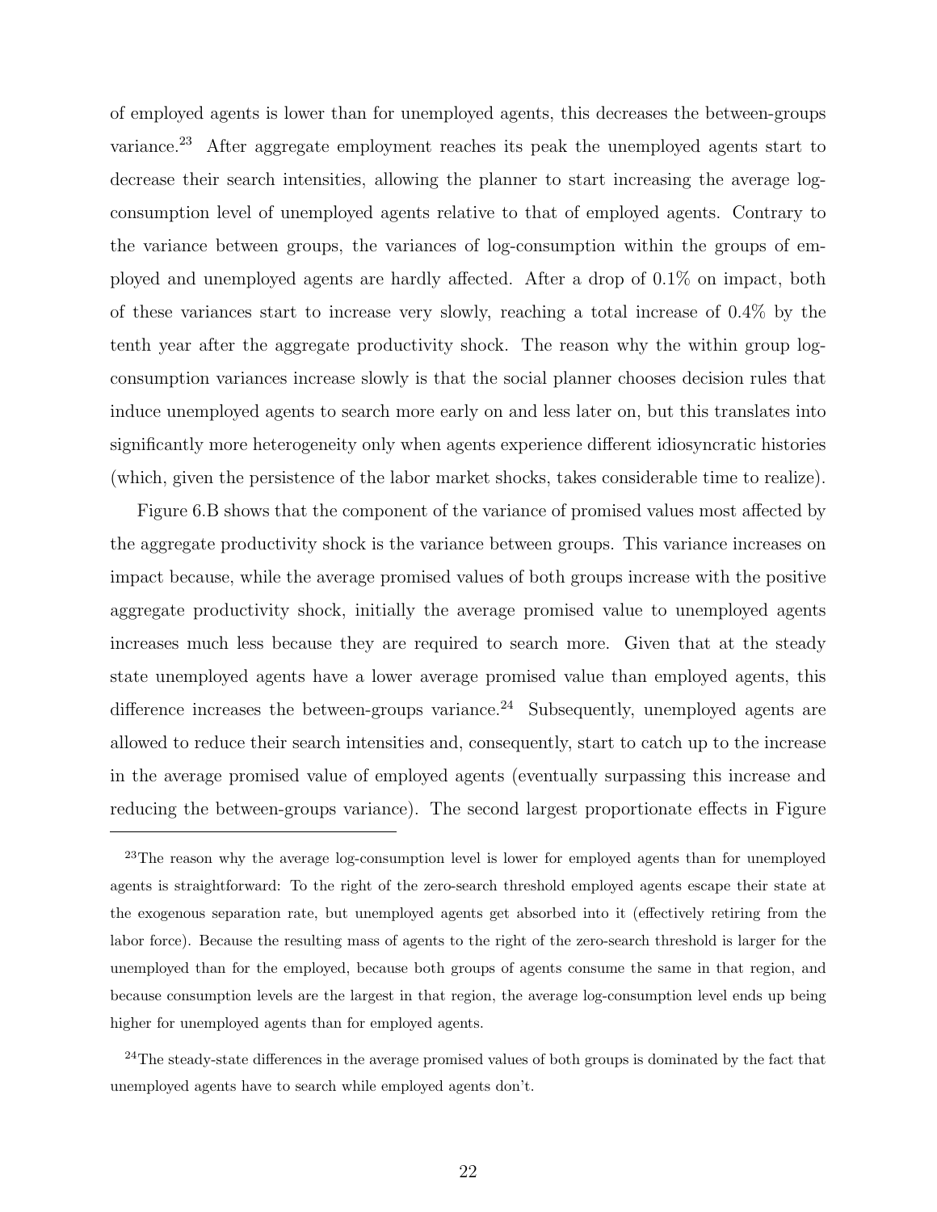of employed agents is lower than for unemployed agents, this decreases the between-groups variance.[23] After aggregate employment reaches its peak the unemployed agents start to decrease their search intensities, allowing the planner to start increasing the average log-consumption level of unemployed agents relative to that of employed agents. Contrary to the variance between groups, the variances of log-consumption within the groups of employed and unemployed agents are hardly affected. After a drop of 0.1% on impact, both of these variances start to increase very slowly, reaching a total increase of 0.4% by the tenth year after the aggregate productivity shock. The reason why the within group log-consumption variances increase slowly is that the social planner chooses decision rules that induce unemployed agents to search more early on and less later on, but this translates into significantly more heterogeneity only when agents experience different idiosyncratic histories (which, given the persistence of the labor market shocks, takes considerable time to realize).

Figure 6.B shows that the component of the variance of promised values most affected by the aggregate productivity shock is the variance between groups. This variance increases on impact because, while the average promised values of both groups increase with the positive aggregate productivity shock, initially the average promised value to unemployed agents increases much less because they are required to search more. Given that at the steady state unemployed agents have a lower average promised value than employed agents, this difference increases the between-groups variance.[24] Subsequently, unemployed agents are allowed to reduce their search intensities and, consequently, start to catch up to the increase in the average promised value of employed agents (eventually surpassing this increase and reducing the between-groups variance). The second largest proportionate effects in Figure

[23] The reason why the average log-consumption level is lower for employed agents than for unemployed agents is straightforward: To the right of the zero-search threshold employed agents escape their state at the exogenous separation rate, but unemployed agents get absorbed into it (effectively retiring from the labor force). Because the resulting mass of agents to the right of the zero-search threshold is larger for the unemployed than for the employed, because both groups of agents consume the same in that region, and because consumption levels are the largest in that region, the average log-consumption level ends up being higher for unemployed agents than for employed agents.

[24] The steady-state differences in the average promised values of both groups is dominated by the fact that unemployed agents have to search while employed agents don't.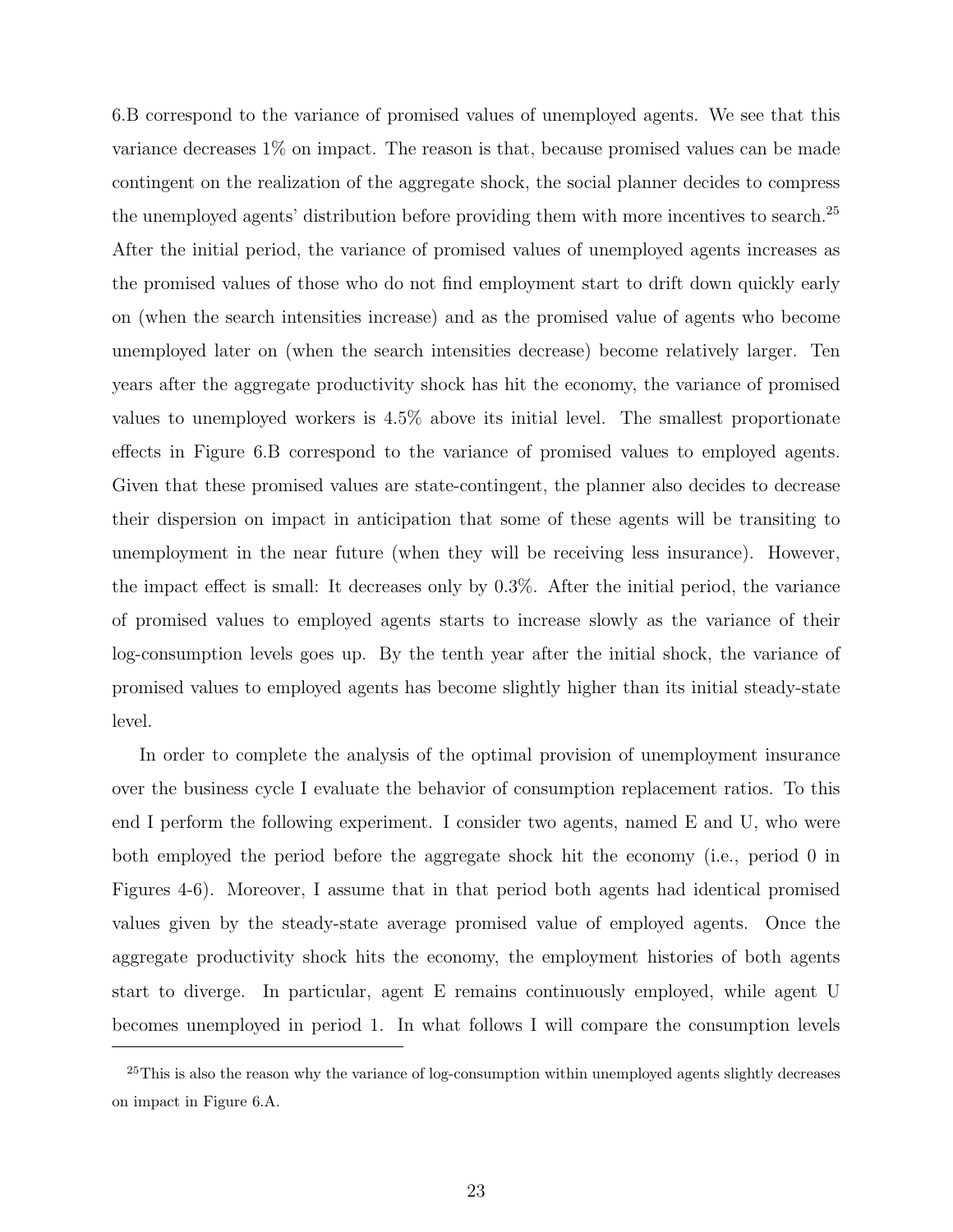6.B correspond to the variance of promised values of unemployed agents. We see that this variance decreases 1% on impact. The reason is that, because promised values can be made contingent on the realization of the aggregate shock, the social planner decides to compress the unemployed agents' distribution before providing them with more incentives to search.[25] After the initial period, the variance of promised values of unemployed agents increases as the promised values of those who do not find employment start to drift down quickly early on (when the search intensities increase) and as the promised value of agents who become unemployed later on (when the search intensities decrease) become relatively larger. Ten years after the aggregate productivity shock has hit the economy, the variance of promised values to unemployed workers is 4.5% above its initial level. The smallest proportionate effects in Figure 6.B correspond to the variance of promised values to employed agents. Given that these promised values are state-contingent, the planner also decides to decrease their dispersion on impact in anticipation that some of these agents will be transiting to unemployment in the near future (when they will be receiving less insurance). However, the impact effect is small: It decreases only by 0.3%. After the initial period, the variance of promised values to employed agents starts to increase slowly as the variance of their log-consumption levels goes up. By the tenth year after the initial shock, the variance of promised values to employed agents has become slightly higher than its initial steady-state level.

In order to complete the analysis of the optimal provision of unemployment insurance over the business cycle I evaluate the behavior of consumption replacement ratios. To this end I perform the following experiment. I consider two agents, named E and U, who were both employed the period before the aggregate shock hit the economy (i.e., period 0 in Figures 4-6). Moreover, I assume that in that period both agents had identical promised values given by the steady-state average promised value of employed agents. Once the aggregate productivity shock hits the economy, the employment histories of both agents start to diverge. In particular, agent E remains continuously employed, while agent U becomes unemployed in period 1. In what follows I will compare the consumption levels

[25] This is also the reason why the variance of log-consumption within unemployed agents slightly decreases on impact in Figure 6.A.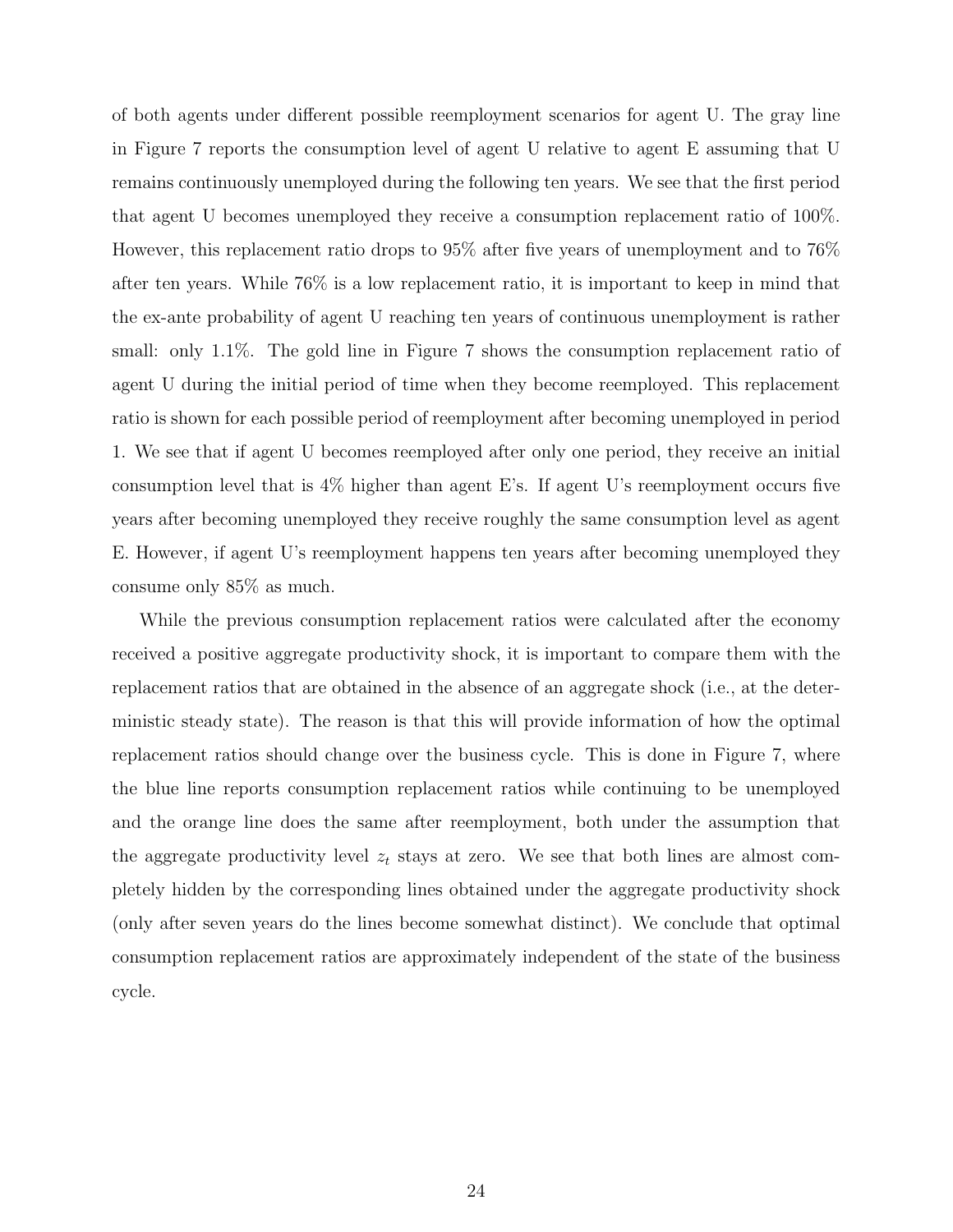of both agents under different possible reemployment scenarios for agent U. The gray line in Figure 7 reports the consumption level of agent U relative to agent E assuming that U remains continuously unemployed during the following ten years. We see that the first period that agent U becomes unemployed they receive a consumption replacement ratio of 100%. However, this replacement ratio drops to 95% after five years of unemployment and to 76% after ten years. While 76% is a low replacement ratio, it is important to keep in mind that the ex-ante probability of agent U reaching ten years of continuous unemployment is rather small: only 1.1%. The gold line in Figure 7 shows the consumption replacement ratio of agent U during the initial period of time when they become reemployed. This replacement ratio is shown for each possible period of reemployment after becoming unemployed in period 1. We see that if agent U becomes reemployed after only one period, they receive an initial consumption level that is 4% higher than agent E's. If agent U's reemployment occurs five years after becoming unemployed they receive roughly the same consumption level as agent E. However, if agent U's reemployment happens ten years after becoming unemployed they consume only 85% as much.

While the previous consumption replacement ratios were calculated after the economy received a positive aggregate productivity shock, it is important to compare them with the replacement ratios that are obtained in the absence of an aggregate shock (i.e., at the deterministic steady state). The reason is that this will provide information of how the optimal replacement ratios should change over the business cycle. This is done in Figure 7, where the blue line reports consumption replacement ratios while continuing to be unemployed and the orange line does the same after reemployment, both under the assumption that the aggregate productivity level $z_t$ stays at zero. We see that both lines are almost completely hidden by the corresponding lines obtained under the aggregate productivity shock (only after seven years do the lines become somewhat distinct). We conclude that optimal consumption replacement ratios are approximately independent of the state of the business cycle.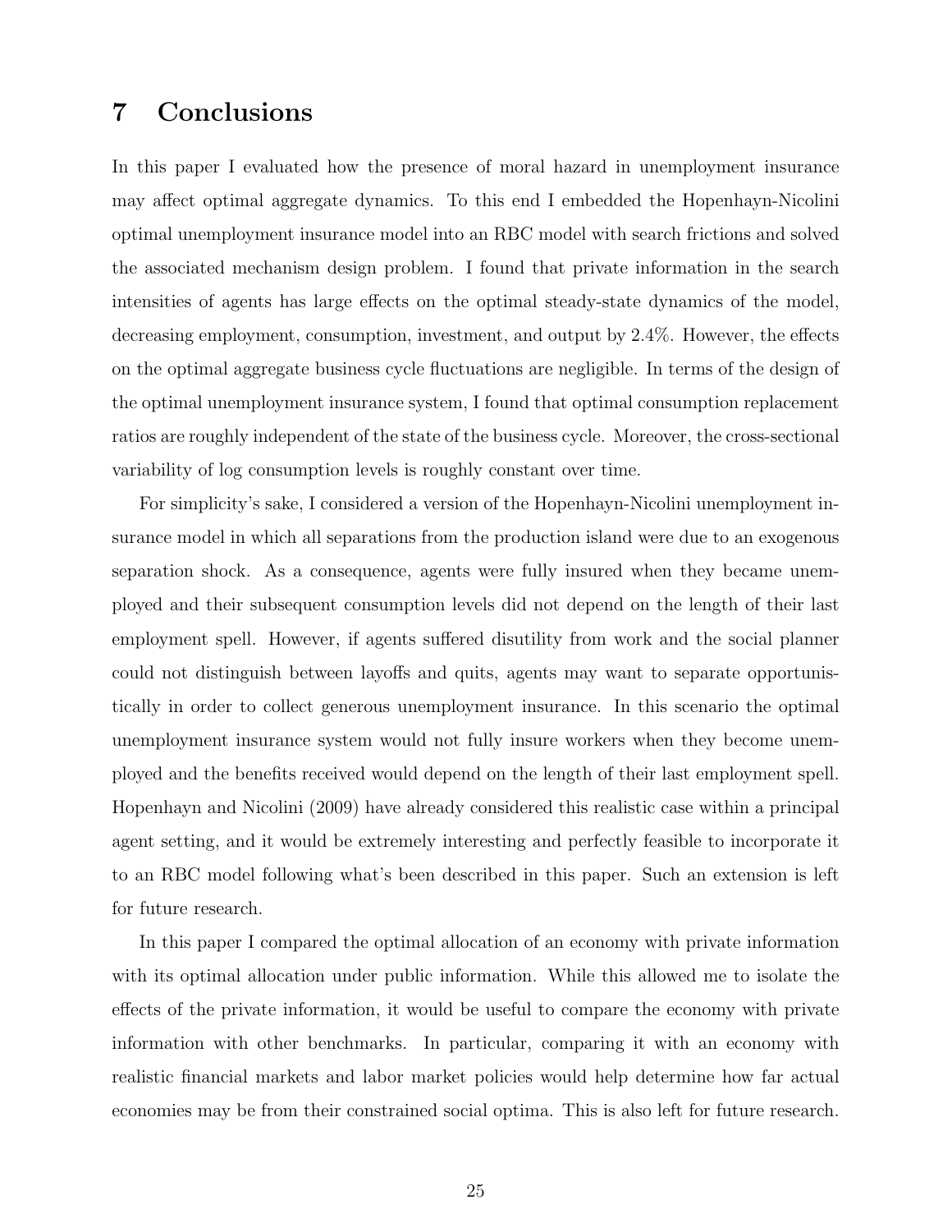# 7 Conclusions

In this paper I evaluated how the presence of moral hazard in unemployment insurance may affect optimal aggregate dynamics. To this end I embedded the Hopenhayn-Nicolini optimal unemployment insurance model into an RBC model with search frictions and solved the associated mechanism design problem. I found that private information in the search intensities of agents has large effects on the optimal steady-state dynamics of the model, decreasing employment, consumption, investment, and output by 2.4%. However, the effects on the optimal aggregate business cycle fluctuations are negligible. In terms of the design of the optimal unemployment insurance system, I found that optimal consumption replacement ratios are roughly independent of the state of the business cycle. Moreover, the cross-sectional variability of log consumption levels is roughly constant over time.

For simplicity's sake, I considered a version of the Hopenhayn-Nicolini unemployment insurance model in which all separations from the production island were due to an exogenous separation shock. As a consequence, agents were fully insured when they became unemployed and their subsequent consumption levels did not depend on the length of their last employment spell. However, if agents suffered disutility from work and the social planner could not distinguish between layoffs and quits, agents may want to separate opportunistically in order to collect generous unemployment insurance. In this scenario the optimal unemployment insurance system would not fully insure workers when they become unemployed and the benefits received would depend on the length of their last employment spell. Hopenhayn and Nicolini (2009) have already considered this realistic case within a principal agent setting, and it would be extremely interesting and perfectly feasible to incorporate it to an RBC model following what's been described in this paper. Such an extension is left for future research.

In this paper I compared the optimal allocation of an economy with private information with its optimal allocation under public information. While this allowed me to isolate the effects of the private information, it would be useful to compare the economy with private information with other benchmarks. In particular, comparing it with an economy with realistic financial markets and labor market policies would help determine how far actual economies may be from their constrained social optima. This is also left for future research.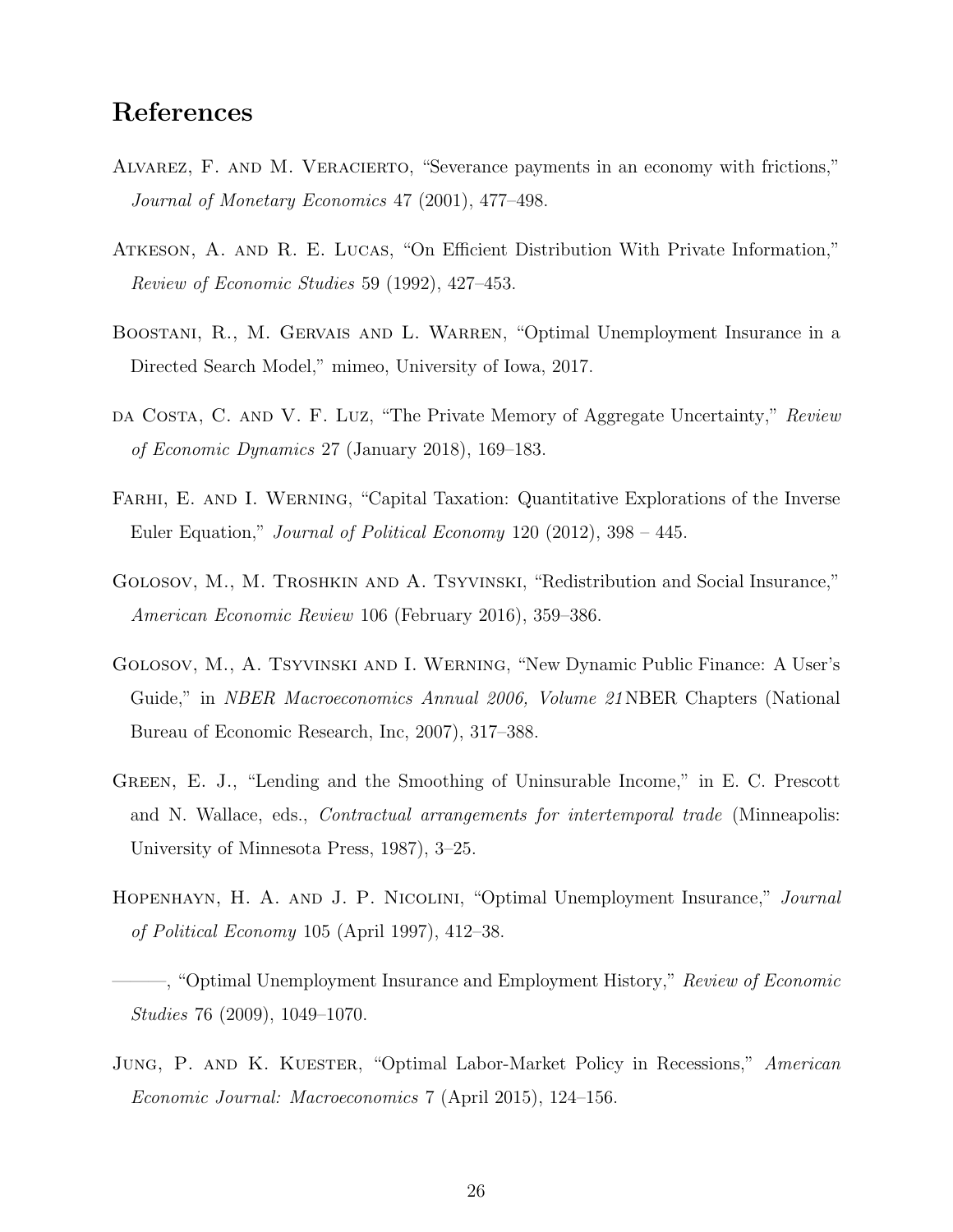# References

Alvarez, F. and M. Veracierto, "Severance payments in an economy with frictions," *Journal of Monetary Economics* 47 (2001), 477–498.

Atkeson, A. and R. E. Lucas, "On Efficient Distribution With Private Information," *Review of Economic Studies* 59 (1992), 427–453.

Boostani, R., M. Gervais and L. Warren, "Optimal Unemployment Insurance in a Directed Search Model," mimeo, University of Iowa, 2017.

da Costa, C. and V. F. Luz, "The Private Memory of Aggregate Uncertainty," *Review of Economic Dynamics* 27 (January 2018), 169–183.

Farhi, E. and I. Werning, "Capital Taxation: Quantitative Explorations of the Inverse Euler Equation," *Journal of Political Economy* 120 (2012), 398 – 445.

Golosov, M., M. Troshkin and A. Tsyvinski, "Redistribution and Social Insurance," *American Economic Review* 106 (February 2016), 359–386.

Golosov, M., A. Tsyvinski and I. Werning, "New Dynamic Public Finance: A User's Guide," in *NBER Macroeconomics Annual 2006, Volume 21* NBER Chapters (National Bureau of Economic Research, Inc, 2007), 317–388.

Green, E. J., "Lending and the Smoothing of Uninsurable Income," in E. C. Prescott and N. Wallace, eds., *Contractual arrangements for intertemporal trade* (Minneapolis: University of Minnesota Press, 1987), 3–25.

Hopenhayn, H. A. and J. P. Nicolini, "Optimal Unemployment Insurance," *Journal of Political Economy* 105 (April 1997), 412–38.

———, "Optimal Unemployment Insurance and Employment History," *Review of Economic Studies* 76 (2009), 1049–1070.

Jung, P. and K. Kuester, "Optimal Labor-Market Policy in Recessions," *American Economic Journal: Macroeconomics* 7 (April 2015), 124–156.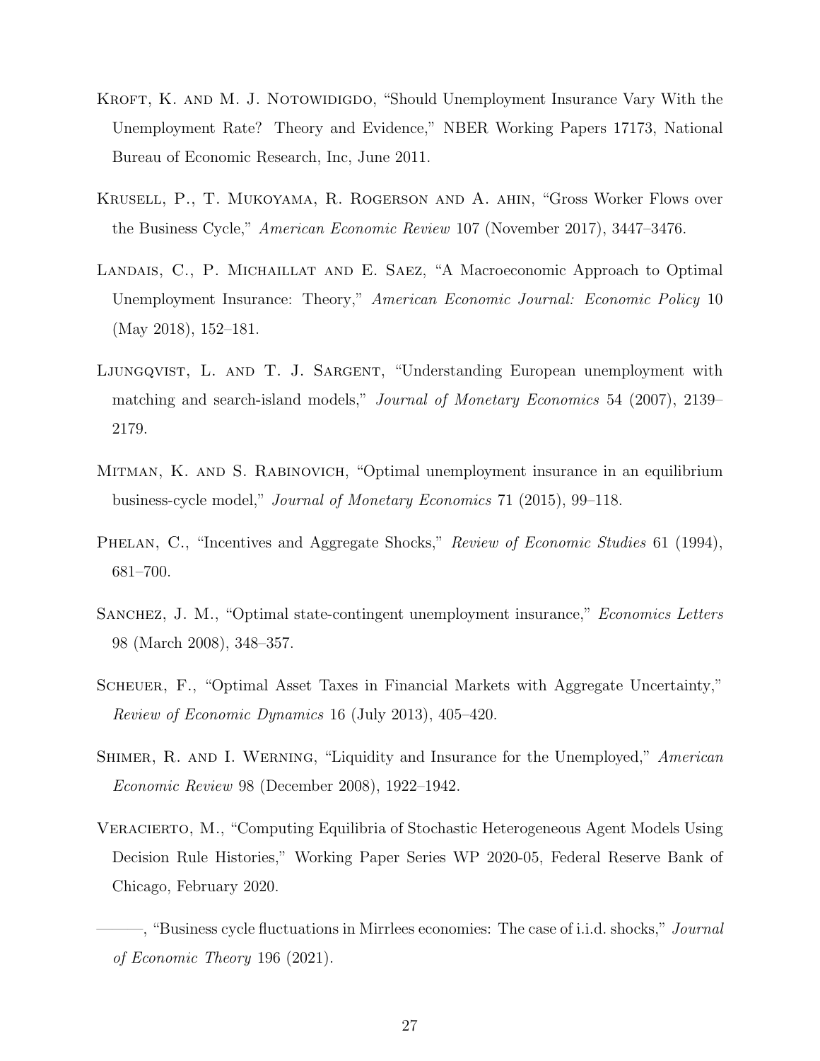Kroft, K. and M. J. Notowidigdo, "Should Unemployment Insurance Vary With the Unemployment Rate? Theory and Evidence," NBER Working Papers 17173, National Bureau of Economic Research, Inc, June 2011.

Krusell, P., T. Mukoyama, R. Rogerson and A. ahin, "Gross Worker Flows over the Business Cycle," *American Economic Review* 107 (November 2017), 3447–3476.

Landais, C., P. Michaillat and E. Saez, "A Macroeconomic Approach to Optimal Unemployment Insurance: Theory," *American Economic Journal: Economic Policy* 10 (May 2018), 152–181.

Ljungqvist, L. and T. J. Sargent, "Understanding European unemployment with matching and search-island models," *Journal of Monetary Economics* 54 (2007), 2139–2179.

Mitman, K. and S. Rabinovich, "Optimal unemployment insurance in an equilibrium business-cycle model," *Journal of Monetary Economics* 71 (2015), 99–118.

Phelan, C., "Incentives and Aggregate Shocks," *Review of Economic Studies* 61 (1994), 681–700.

Sanchez, J. M., "Optimal state-contingent unemployment insurance," *Economics Letters* 98 (March 2008), 348–357.

Scheuer, F., "Optimal Asset Taxes in Financial Markets with Aggregate Uncertainty," *Review of Economic Dynamics* 16 (July 2013), 405–420.

Shimer, R. and I. Werning, "Liquidity and Insurance for the Unemployed," *American Economic Review* 98 (December 2008), 1922–1942.

Veracierto, M., "Computing Equilibria of Stochastic Heterogeneous Agent Models Using Decision Rule Histories," Working Paper Series WP 2020-05, Federal Reserve Bank of Chicago, February 2020.

———, "Business cycle fluctuations in Mirrlees economies: The case of i.i.d. shocks," *Journal of Economic Theory* 196 (2021).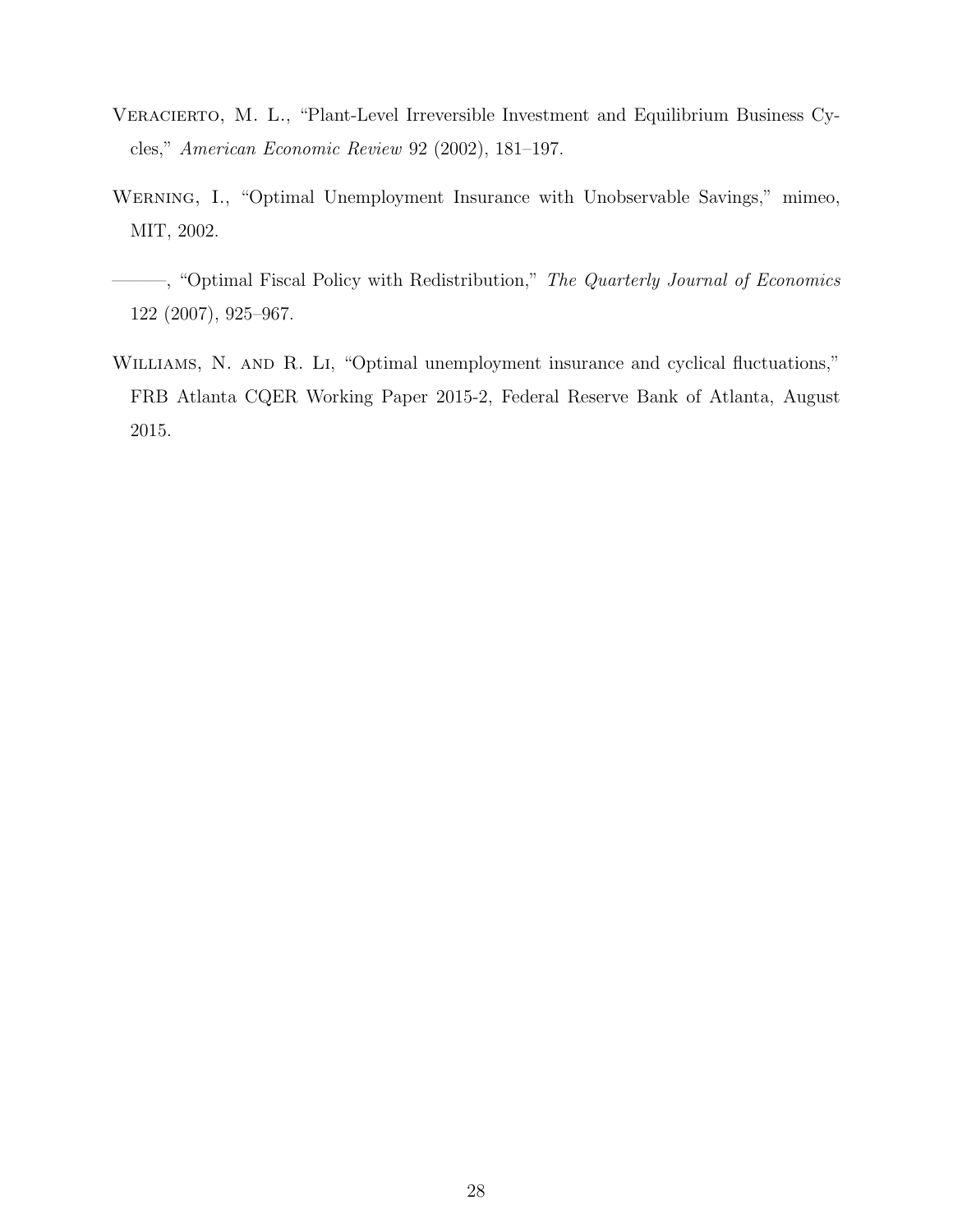Veracierto, M. L., "Plant-Level Irreversible Investment and Equilibrium Business Cycles," *American Economic Review* 92 (2002), 181–197.

Werning, I., "Optimal Unemployment Insurance with Unobservable Savings," mimeo, MIT, 2002.

———, "Optimal Fiscal Policy with Redistribution," *The Quarterly Journal of Economics* 122 (2007), 925–967.

Williams, N. and R. Li, "Optimal unemployment insurance and cyclical fluctuations," FRB Atlanta CQER Working Paper 2015-2, Federal Reserve Bank of Atlanta, August 2015.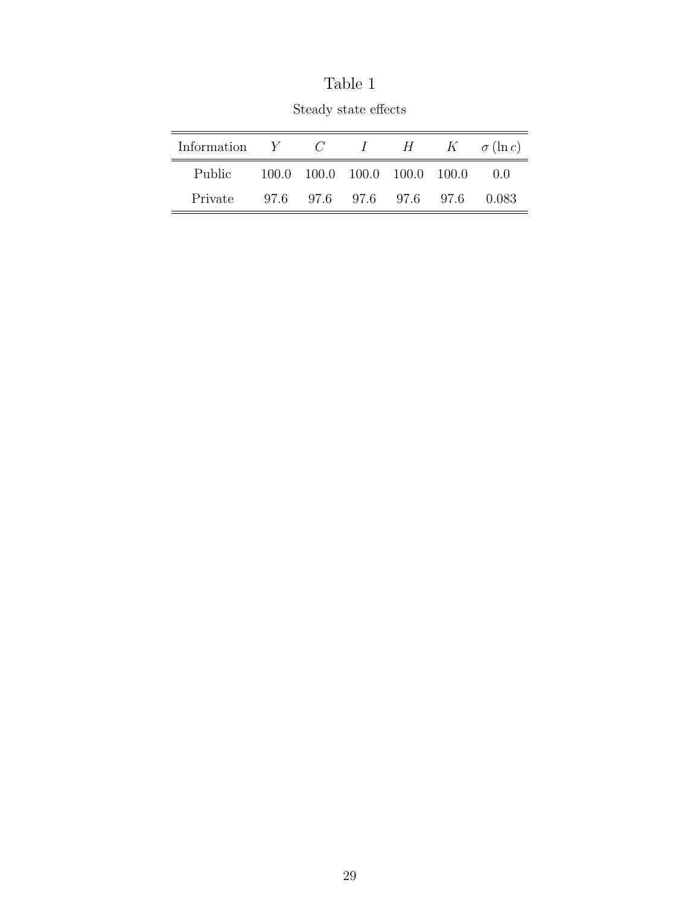Table 1

Steady state effects

| Information | $Y$ | $C$ | $I$ | $H$ | $K$ | $\sigma(\ln c)$ |
|---|---|---|---|---|---|---|
| Public | 100.0 | 100.0 | 100.0 | 100.0 | 100.0 | 0.0 |
| Private | 97.6 | 97.6 | 97.6 | 97.6 | 97.6 | 0.083 |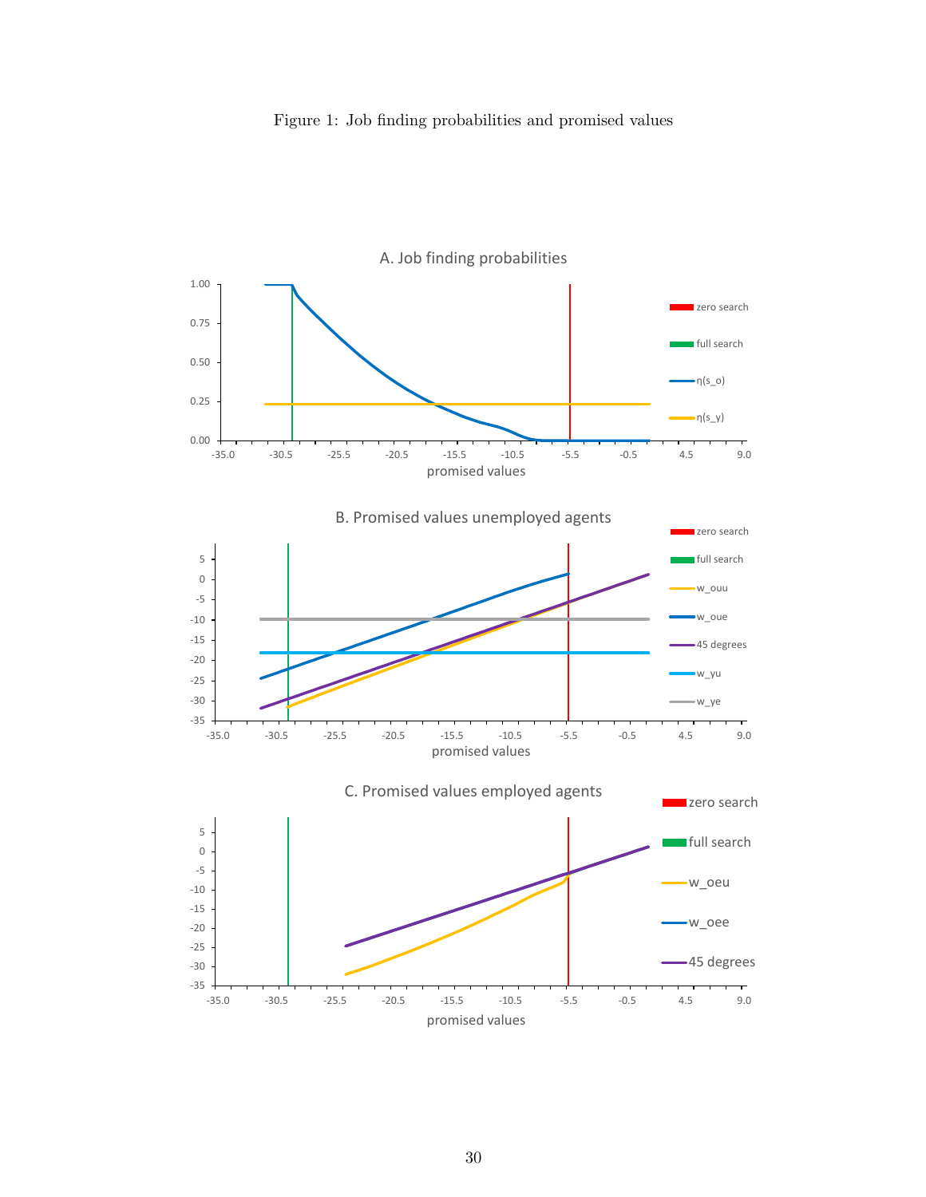Figure 1: Job finding probabilities and promised values

A. Job finding probabilities

B. Promised values unemployed agents

C. Promised values employed agents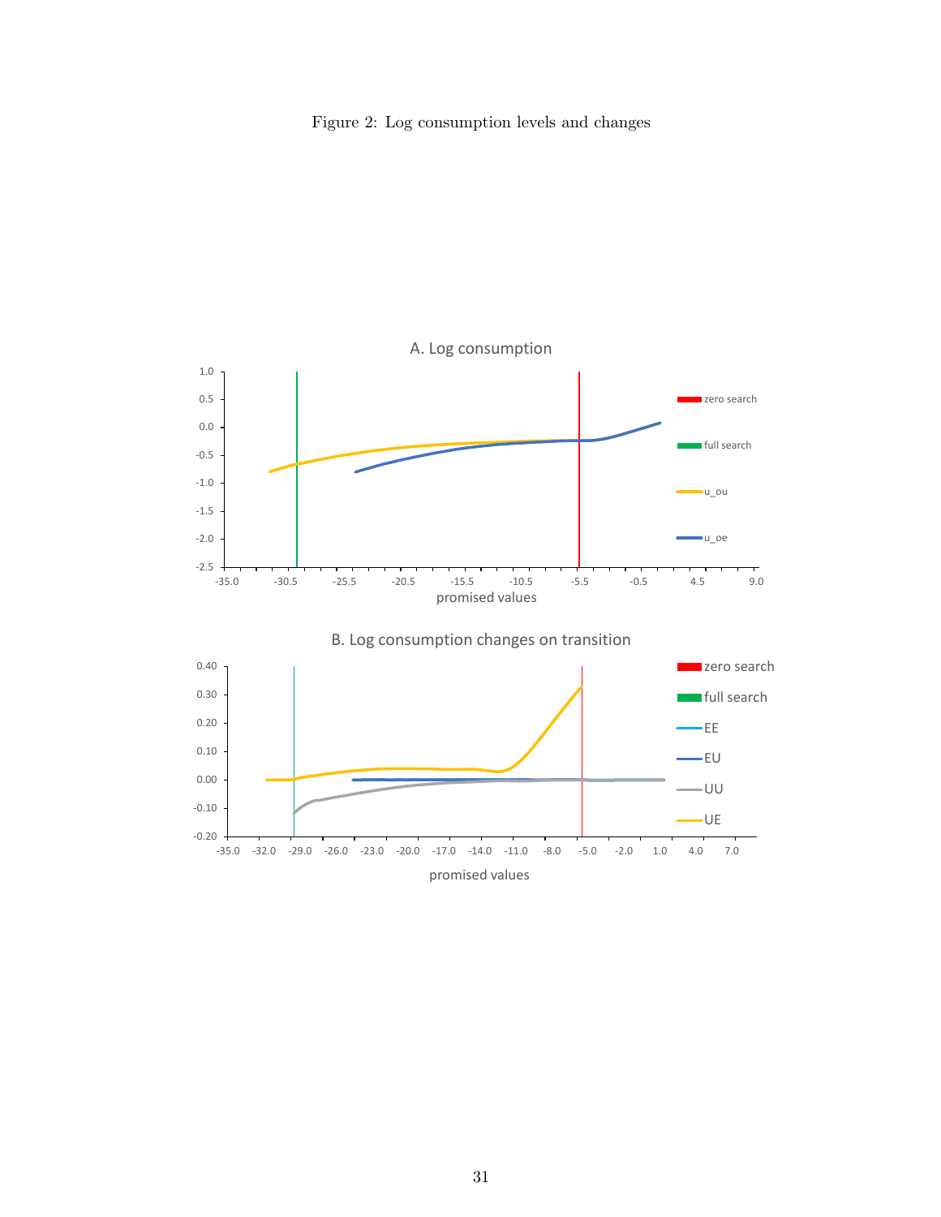Figure 2: Log consumption levels and changes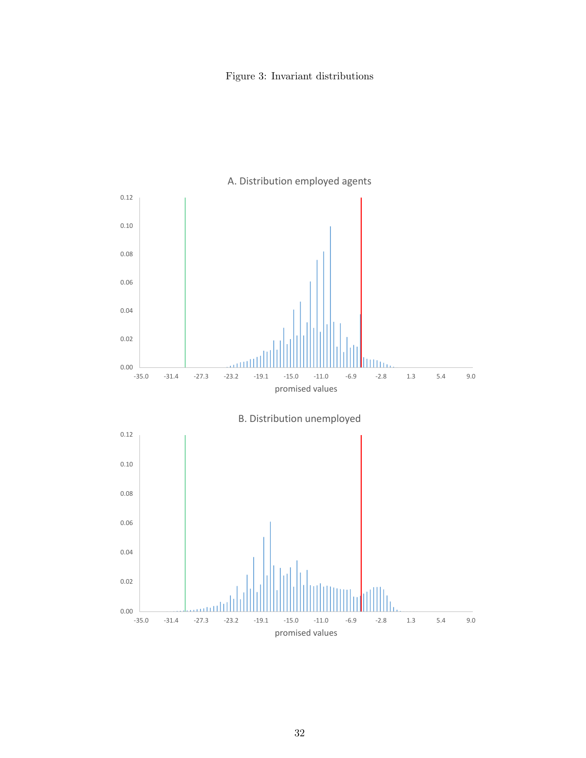Figure 3: Invariant distributions

A. Distribution employed agents

B. Distribution unemployed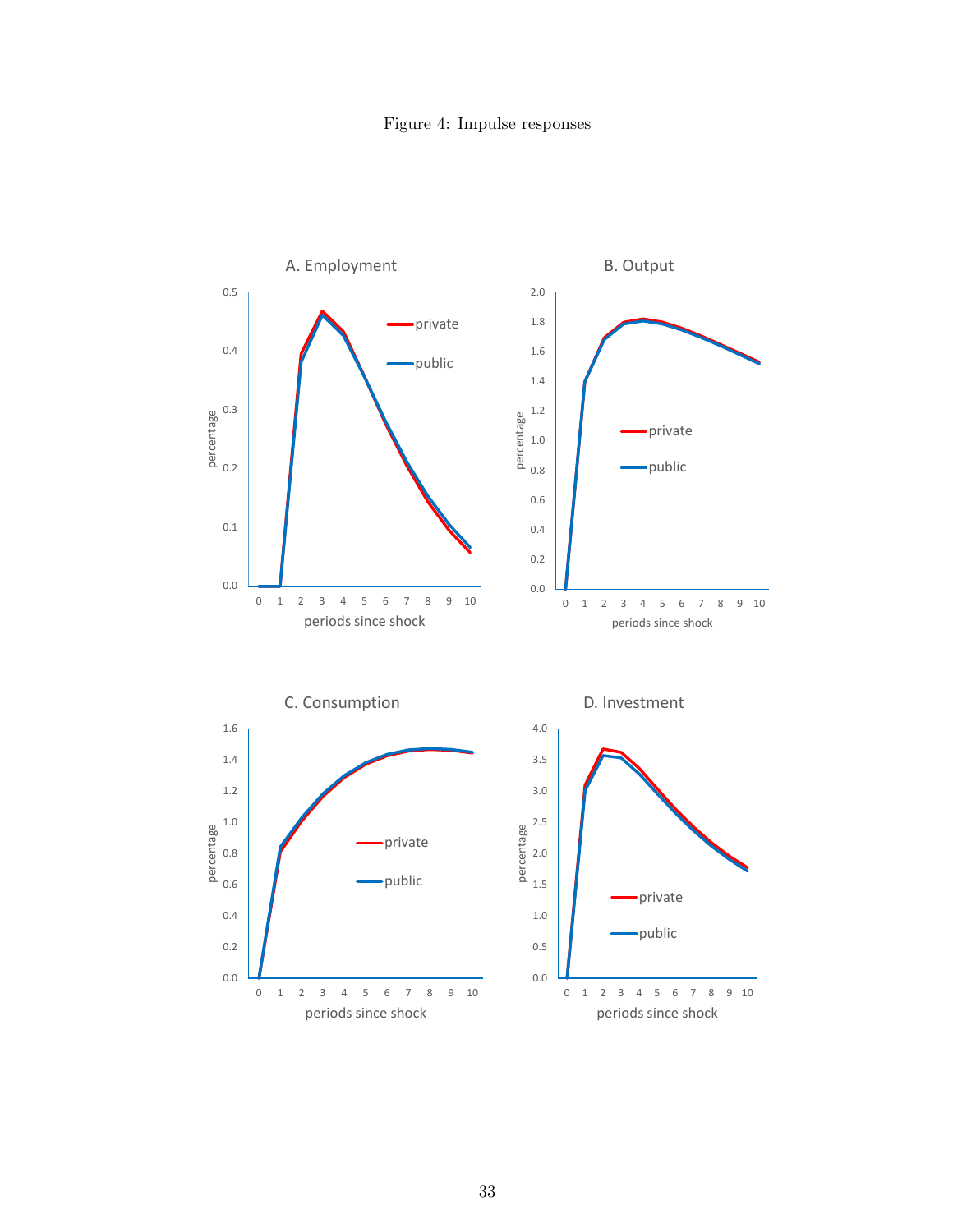Figure 4: Impulse responses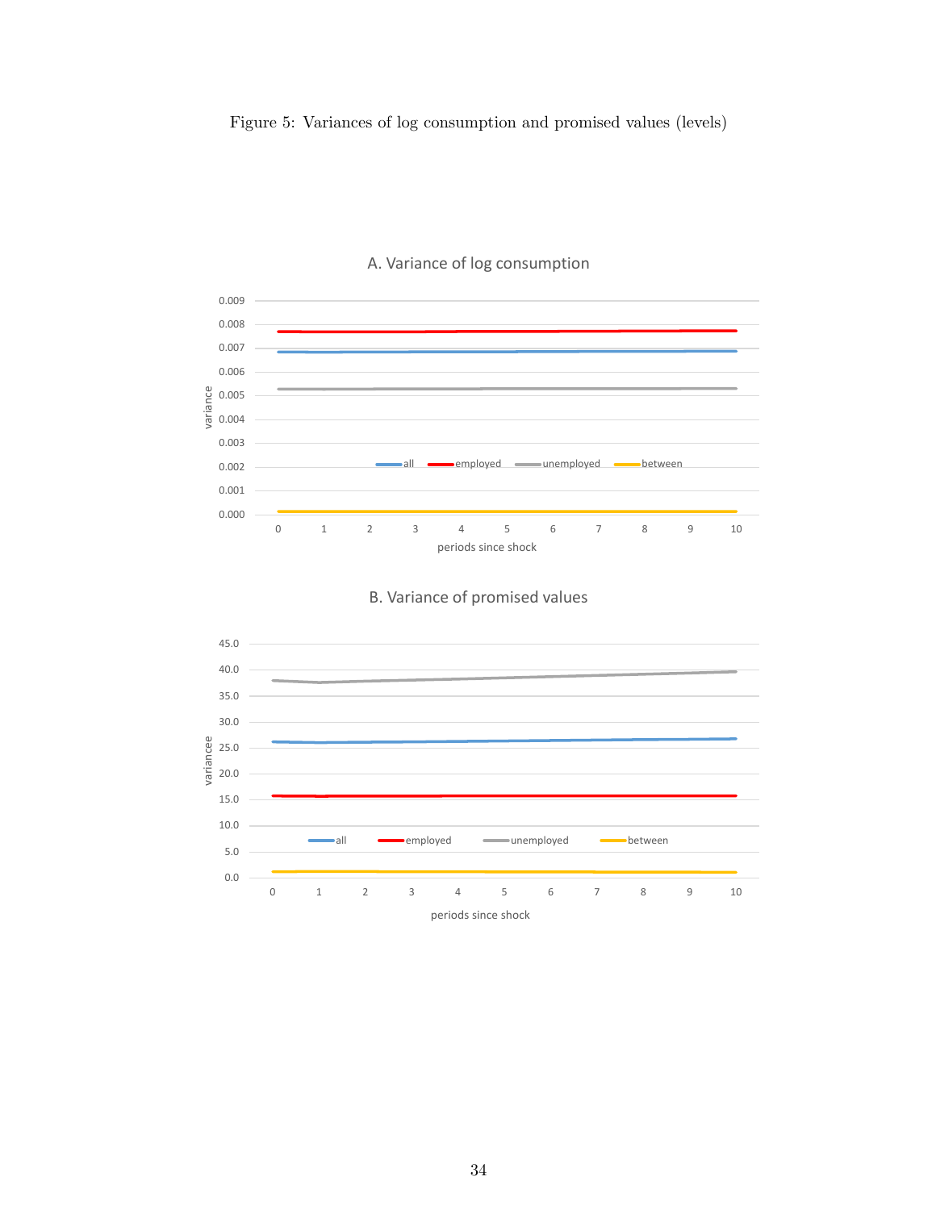Figure 5: Variances of log consumption and promised values (levels)

A. Variance of log consumption

B. Variance of promised values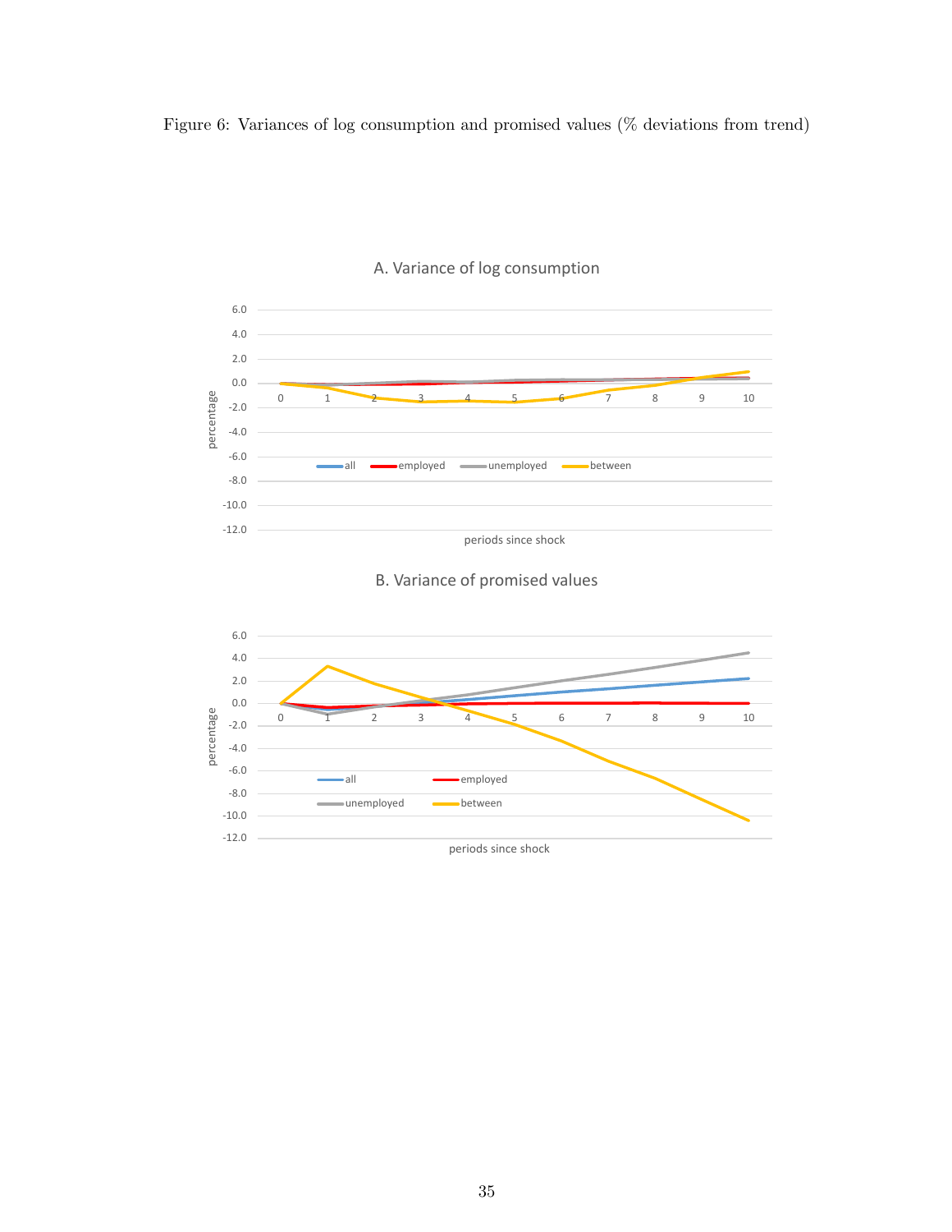Figure 6: Variances of log consumption and promised values (% deviations from trend)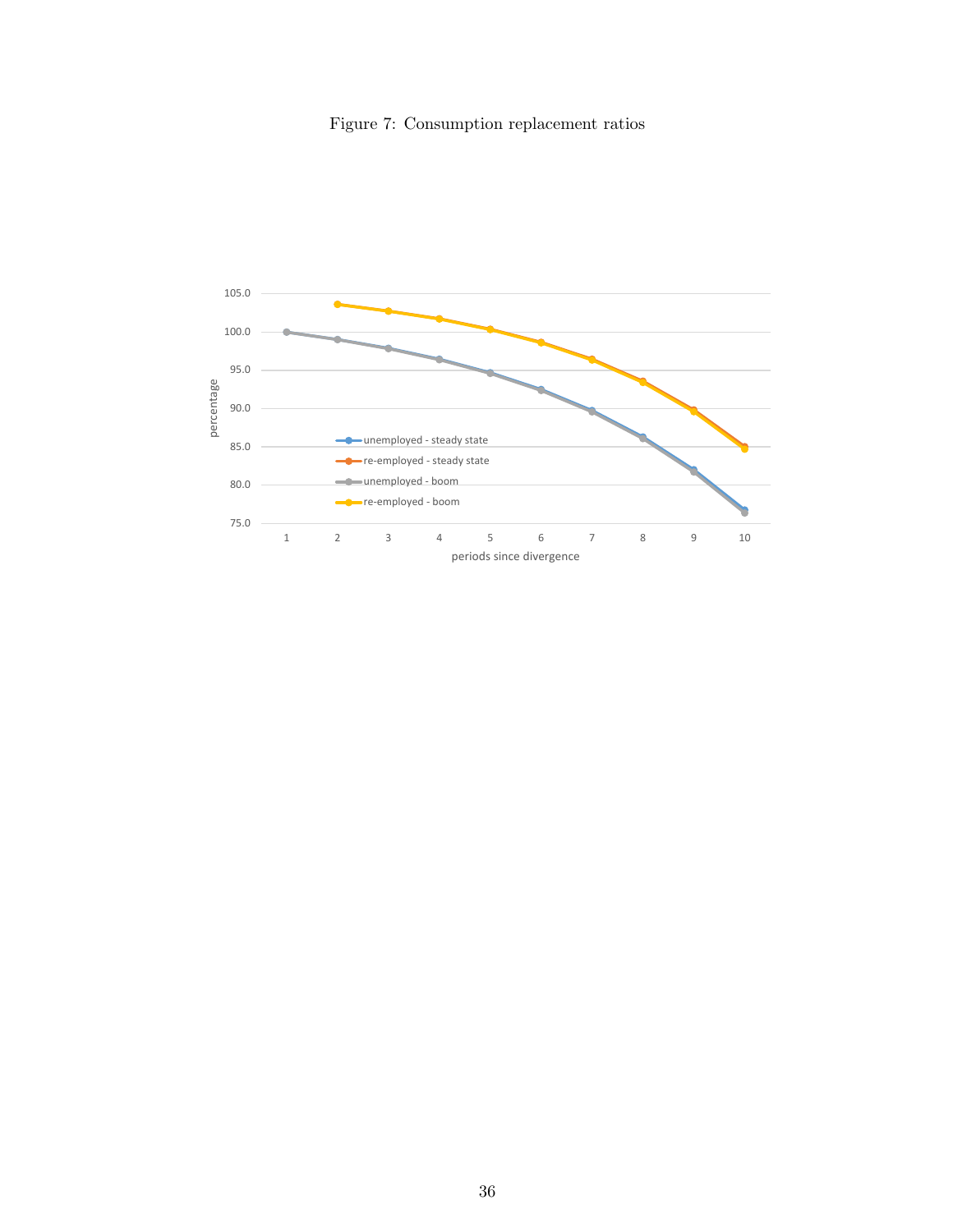Figure 7: Consumption replacement ratios

105.0
100.0
95.0
90.0
85.0
80.0
75.0

percentage

unemployed - steady state
re-employed - steady state
unemployed - boom
re-employed - boom

1 2 3 4 5 6 7 8 9 10

periods since divergence